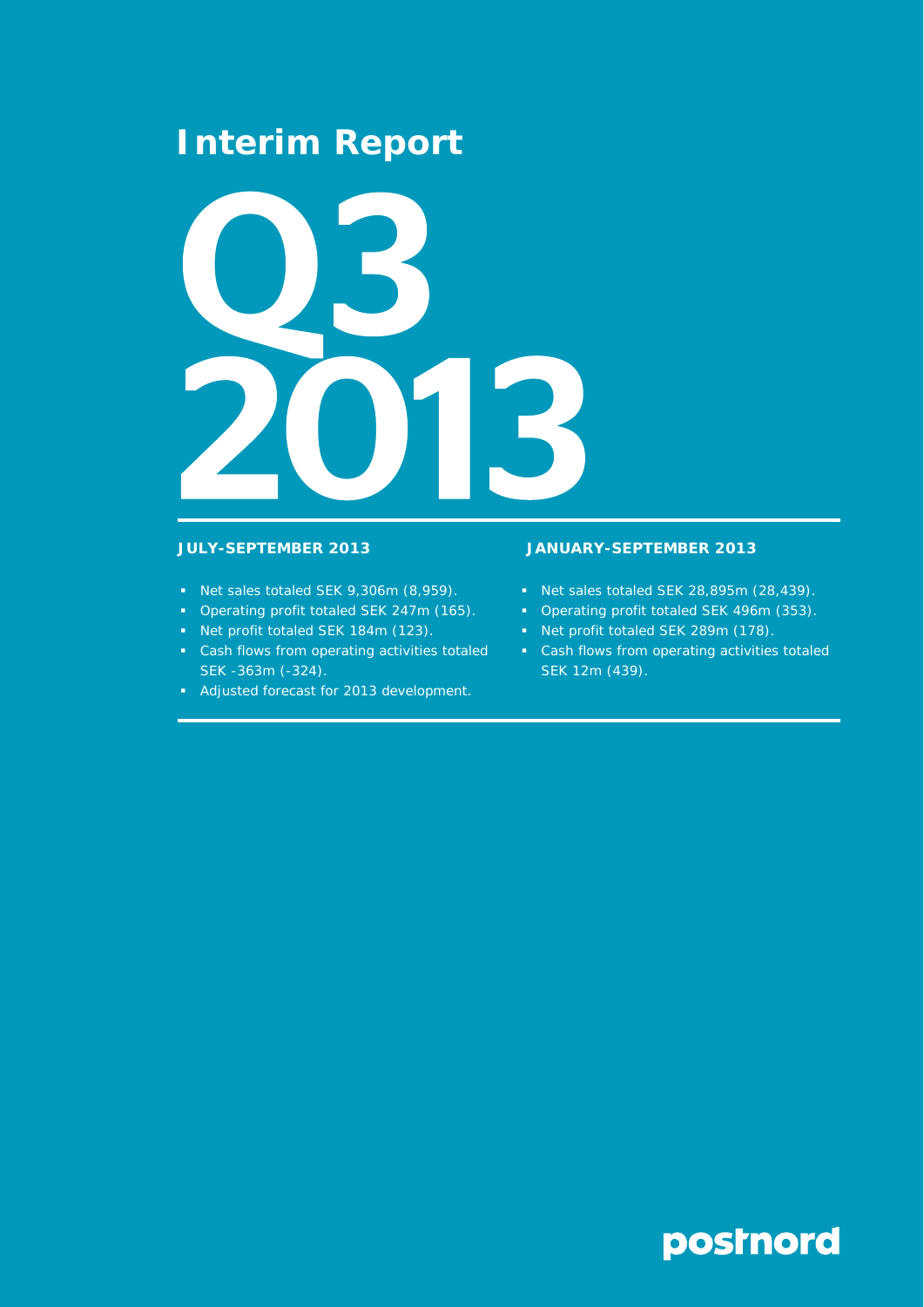# Interim Report

# Q3 2013

### JULY-SEPTEMBER 2013

- Net sales totaled SEK 9,306m (8,959).
- Operating profit totaled SEK 247m (165).
- Net profit totaled SEK 184m (123).
- Cash flows from operating activities totaled SEK -363m (-324).
- Adjusted forecast for 2013 development.

### JANUARY-SEPTEMBER 2013

- Net sales totaled SEK 28,895m (28,439).
- Operating profit totaled SEK 496m (353).
- Net profit totaled SEK 289m (178).
- Cash flows from operating activities totaled SEK 12m (439).

postnord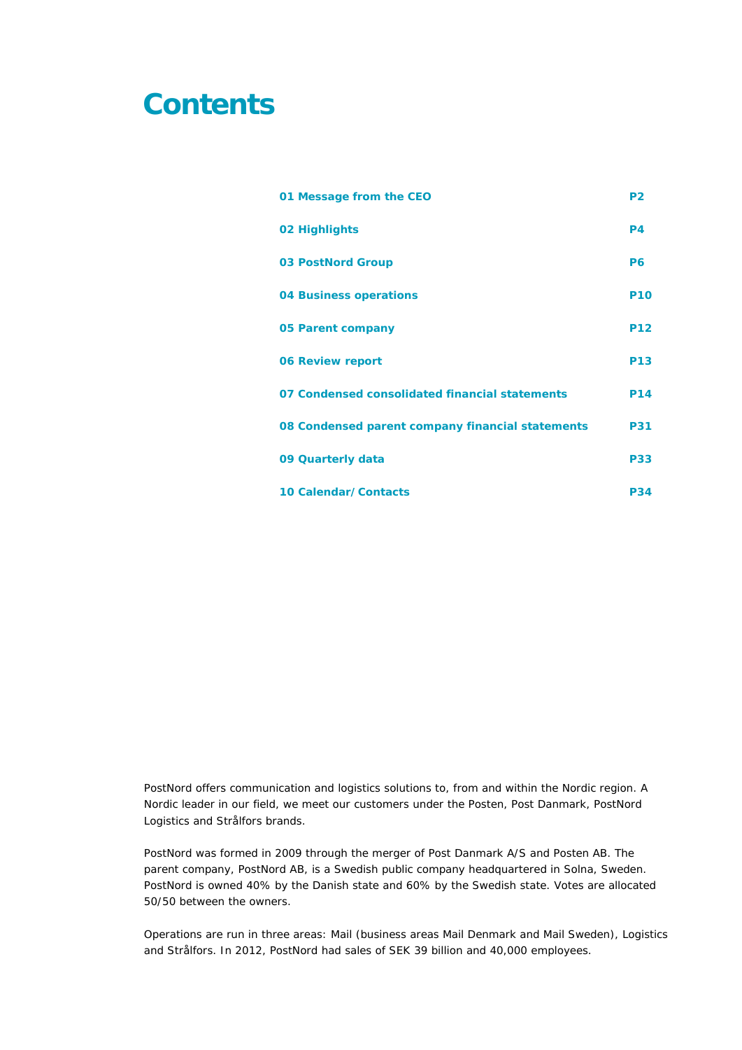# Contents

| | |
|---|---|
| **01 Message from the CEO** | **P2** |
| **02 Highlights** | **P4** |
| **03 PostNord Group** | **P6** |
| **04 Business operations** | **P10** |
| **05 Parent company** | **P12** |
| **06 Review report** | **P13** |
| **07 Condensed consolidated financial statements** | **P14** |
| **08 Condensed parent company financial statements** | **P31** |
| **09 Quarterly data** | **P33** |
| **10 Calendar/Contacts** | **P34** |

PostNord offers communication and logistics solutions to, from and within the Nordic region. A Nordic leader in our field, we meet our customers under the Posten, Post Danmark, PostNord Logistics and Strålfors brands.

PostNord was formed in 2009 through the merger of Post Danmark A/S and Posten AB. The parent company, PostNord AB, is a Swedish public company headquartered in Solna, Sweden. PostNord is owned 40% by the Danish state and 60% by the Swedish state. Votes are allocated 50/50 between the owners.

Operations are run in three areas: Mail (business areas Mail Denmark and Mail Sweden), Logistics and Strålfors. In 2012, PostNord had sales of SEK 39 billion and 40,000 employees.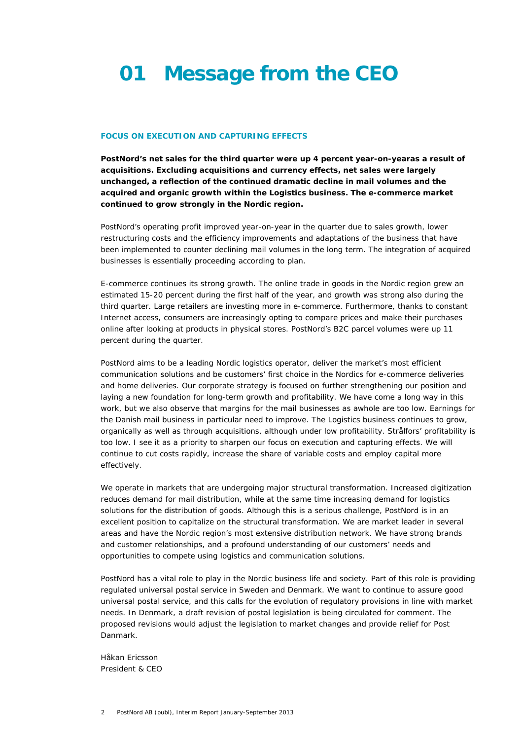# 01 Message from the CEO

### FOCUS ON EXECUTION AND CAPTURING EFFECTS

**PostNord's net sales for the third quarter were up 4 percent year-on-yearas a result of acquisitions. Excluding acquisitions and currency effects, net sales were largely unchanged, a reflection of the continued dramatic decline in mail volumes and the acquired and organic growth within the Logistics business. The e-commerce market continued to grow strongly in the Nordic region.**

PostNord's operating profit improved year-on-year in the quarter due to sales growth, lower restructuring costs and the efficiency improvements and adaptations of the business that have been implemented to counter declining mail volumes in the long term. The integration of acquired businesses is essentially proceeding according to plan.

E-commerce continues its strong growth. The online trade in goods in the Nordic region grew an estimated 15-20 percent during the first half of the year, and growth was strong also during the third quarter. Large retailers are investing more in e-commerce. Furthermore, thanks to constant Internet access, consumers are increasingly opting to compare prices and make their purchases online after looking at products in physical stores. PostNord's B2C parcel volumes were up 11 percent during the quarter.

PostNord aims to be a leading Nordic logistics operator, deliver the market's most efficient communication solutions and be customers' first choice in the Nordics for e-commerce deliveries and home deliveries. Our corporate strategy is focused on further strengthening our position and laying a new foundation for long-term growth and profitability. We have come a long way in this work, but we also observe that margins for the mail businesses as awhole are too low. Earnings for the Danish mail business in particular need to improve. The Logistics business continues to grow, organically as well as through acquisitions, although under low profitability. Strålfors' profitability is too low. I see it as a priority to sharpen our focus on execution and capturing effects. We will continue to cut costs rapidly, increase the share of variable costs and employ capital more effectively.

We operate in markets that are undergoing major structural transformation. Increased digitization reduces demand for mail distribution, while at the same time increasing demand for logistics solutions for the distribution of goods. Although this is a serious challenge, PostNord is in an excellent position to capitalize on the structural transformation. We are market leader in several areas and have the Nordic region's most extensive distribution network. We have strong brands and customer relationships, and a profound understanding of our customers' needs and opportunities to compete using logistics and communication solutions.

PostNord has a vital role to play in the Nordic business life and society. Part of this role is providing regulated universal postal service in Sweden and Denmark. We want to continue to assure good universal postal service, and this calls for the evolution of regulatory provisions in line with market needs. In Denmark, a draft revision of postal legislation is being circulated for comment. The proposed revisions would adjust the legislation to market changes and provide relief for Post Danmark.

Håkan Ericsson
President & CEO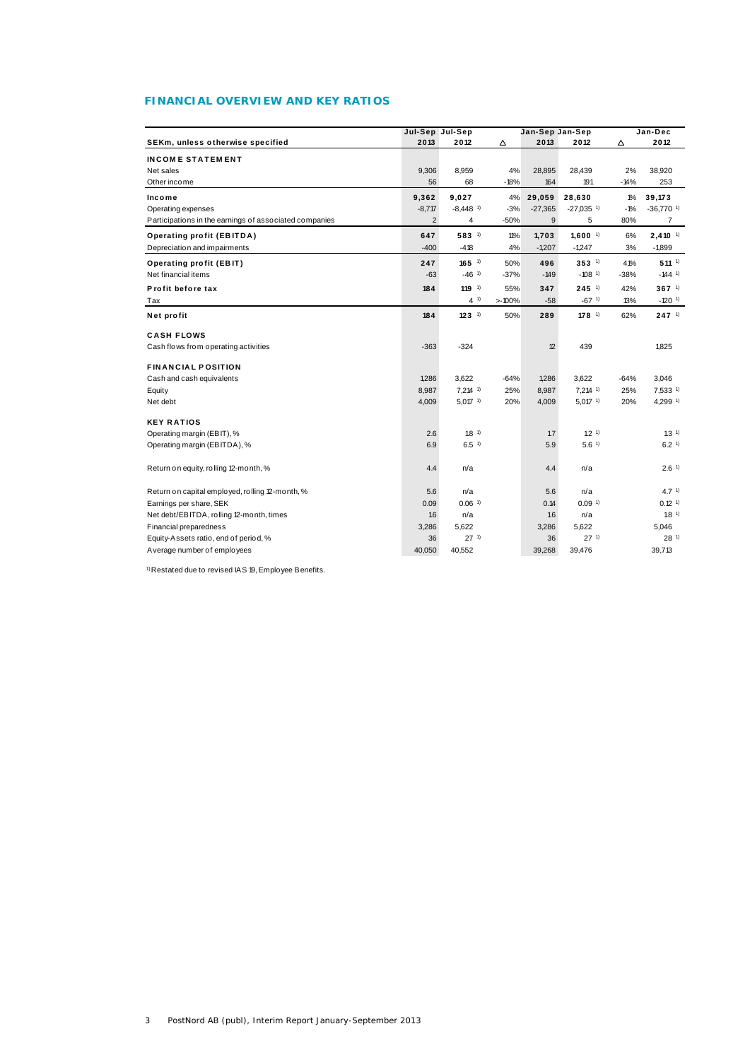## FINANCIAL OVERVIEW AND KEY RATIOS

| SEKm, unless otherwise specified | Jul-Sep 2013 | Jul-Sep 2012 | Δ | Jan-Sep 2013 | Jan-Sep 2012 | Δ | Jan-Dec 2012 |
|---|---|---|---|---|---|---|---|
| **INCOME STATEMENT** | | | | | | | |
| Net sales | 9,306 | 8,959 | 4% | 28,895 | 28,439 | 2% | 38,920 |
| Other income | 56 | 68 | -18% | 164 | 191 | -14% | 253 |
| **Income** | **9,362** | **9,027** | 4% | **29,059** | **28,630** | 1% | **39,173** |
| Operating expenses | -8,717 | -8,448 [1] | -3% | -27,365 | -27,035 [1] | -1% | -36,770 [1] |
| Participations in the earnings of associated companies | 2 | 4 | -50% | 9 | 5 | 80% | 7 |
| **Operating profit (EBITDA)** | **647** | **583** [1] | 11% | **1,703** | **1,600** [1] | 6% | **2,410** [1] |
| Depreciation and impairments | -400 | -418 | 4% | -1,207 | -1,247 | 3% | -1,899 |
| **Operating profit (EBIT)** | **247** | **165** [1] | 50% | **496** | **353** [1] | 41% | **511** [1] |
| Net financial items | -63 | -46 [1] | -37% | -149 | -108 [1] | -38% | -144 [1] |
| **Profit before tax** | **184** | **119** [1] | 55% | **347** | **245** [1] | 42% | **367** [1] |
| Tax | | 4 [1] | >-100% | -58 | -67 [1] | 13% | -120 [1] |
| **Net profit** | **184** | **123** [1] | 50% | **289** | **178** [1] | 62% | **247** [1] |
| **CASH FLOWS** | | | | | | | |
| Cash flows from operating activities | -363 | -324 | | 12 | 439 | | 1,825 |
| **FINANCIAL POSITION** | | | | | | | |
| Cash and cash equivalents | 1,286 | 3,622 | -64% | 1,286 | 3,622 | -64% | 3,046 |
| Equity | 8,987 | 7,214 [1] | 25% | 8,987 | 7,214 [1] | 25% | 7,533 [1] |
| Net debt | 4,009 | 5,017 [1] | 20% | 4,009 | 5,017 [1] | 20% | 4,299 [1] |
| **KEY RATIOS** | | | | | | | |
| Operating margin (EBIT), % | 2.6 | 1.8 [1] | | 1.7 | 1.2 [1] | | 1.3 [1] |
| Operating margin (EBITDA), % | 6.9 | 6.5 [1] | | 5.9 | 5.6 [1] | | 6.2 [1] |
| Return on equity, rolling 12-month, % | 4.4 | n/a | | 4.4 | n/a | | 2.6 [1] |
| Return on capital employed, rolling 12-month, % | 5.6 | n/a | | 5.6 | n/a | | 4.7 [1] |
| Earnings per share, SEK | 0.09 | 0.06 [1] | | 0.14 | 0.09 [1] | | 0.12 [1] |
| Net debt/EBITDA, rolling 12-month, times | 1.6 | n/a | | 1.6 | n/a | | 1.8 [1] |
| Financial preparedness | 3,286 | 5,622 | | 3,286 | 5,622 | | 5,046 |
| Equity-Assets ratio, end of period, % | 36 | 27 [1] | | 36 | 27 [1] | | 28 [1] |
| Average number of employees | 40,050 | 40,552 | | 39,268 | 39,476 | | 39,713 |

[1] Restated due to revised IAS 19, Employee Benefits.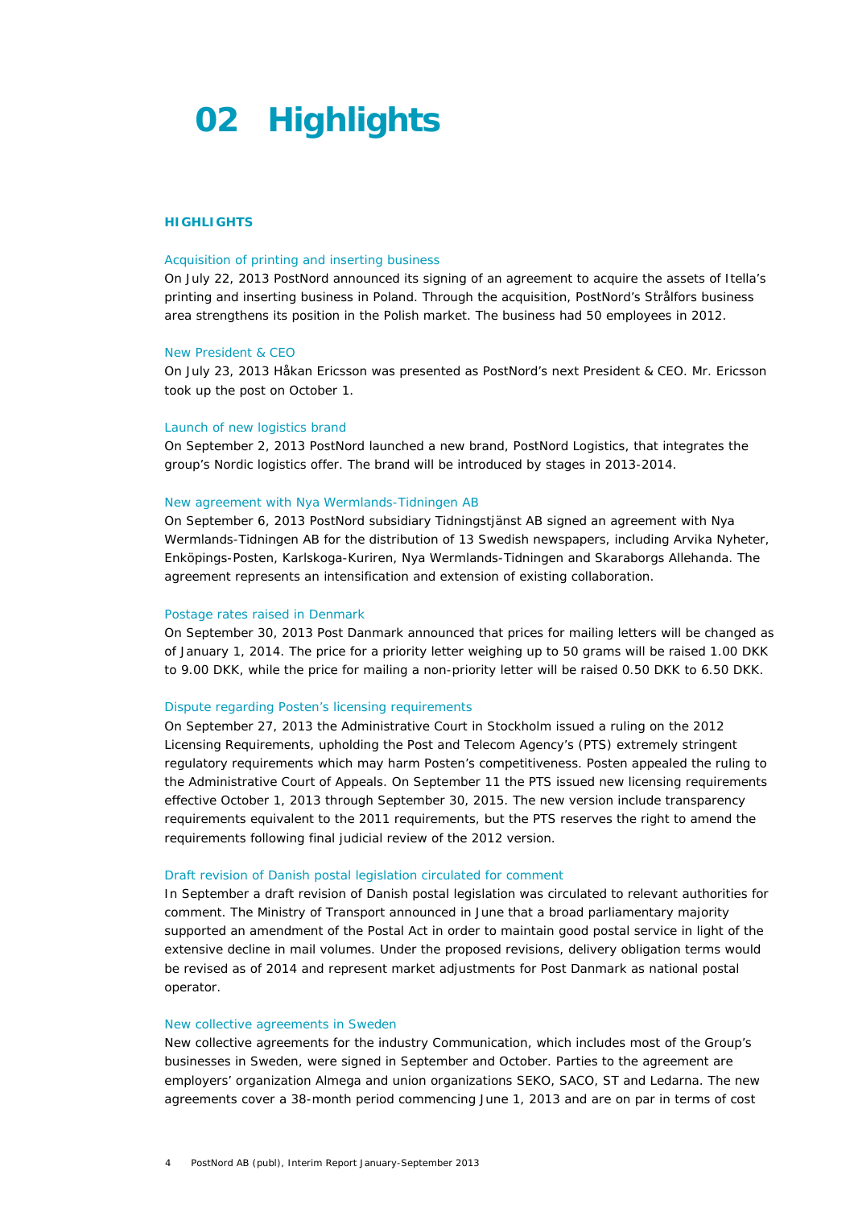# 02 Highlights

**HIGHLIGHTS**

### Acquisition of printing and inserting business

On July 22, 2013 PostNord announced its signing of an agreement to acquire the assets of Itella's printing and inserting business in Poland. Through the acquisition, PostNord's Strålfors business area strengthens its position in the Polish market. The business had 50 employees in 2012.

### New President & CEO

On July 23, 2013 Håkan Ericsson was presented as PostNord's next President & CEO. Mr. Ericsson took up the post on October 1.

### Launch of new logistics brand

On September 2, 2013 PostNord launched a new brand, PostNord Logistics, that integrates the group's Nordic logistics offer. The brand will be introduced by stages in 2013-2014.

### New agreement with Nya Wermlands-Tidningen AB

On September 6, 2013 PostNord subsidiary Tidningstjänst AB signed an agreement with Nya Wermlands-Tidningen AB for the distribution of 13 Swedish newspapers, including Arvika Nyheter, Enköpings-Posten, Karlskoga-Kuriren, Nya Wermlands-Tidningen and Skaraborgs Allehanda. The agreement represents an intensification and extension of existing collaboration.

### Postage rates raised in Denmark

On September 30, 2013 Post Danmark announced that prices for mailing letters will be changed as of January 1, 2014. The price for a priority letter weighing up to 50 grams will be raised 1.00 DKK to 9.00 DKK, while the price for mailing a non-priority letter will be raised 0.50 DKK to 6.50 DKK.

### Dispute regarding Posten's licensing requirements

On September 27, 2013 the Administrative Court in Stockholm issued a ruling on the 2012 Licensing Requirements, upholding the Post and Telecom Agency's (PTS) extremely stringent regulatory requirements which may harm Posten's competitiveness. Posten appealed the ruling to the Administrative Court of Appeals. On September 11 the PTS issued new licensing requirements effective October 1, 2013 through September 30, 2015. The new version include transparency requirements equivalent to the 2011 requirements, but the PTS reserves the right to amend the requirements following final judicial review of the 2012 version.

### Draft revision of Danish postal legislation circulated for comment

In September a draft revision of Danish postal legislation was circulated to relevant authorities for comment. The Ministry of Transport announced in June that a broad parliamentary majority supported an amendment of the Postal Act in order to maintain good postal service in light of the extensive decline in mail volumes. Under the proposed revisions, delivery obligation terms would be revised as of 2014 and represent market adjustments for Post Danmark as national postal operator.

### New collective agreements in Sweden

New collective agreements for the industry Communication, which includes most of the Group's businesses in Sweden, were signed in September and October. Parties to the agreement are employers' organization Almega and union organizations SEKO, SACO, ST and Ledarna. The new agreements cover a 38-month period commencing June 1, 2013 and are on par in terms of cost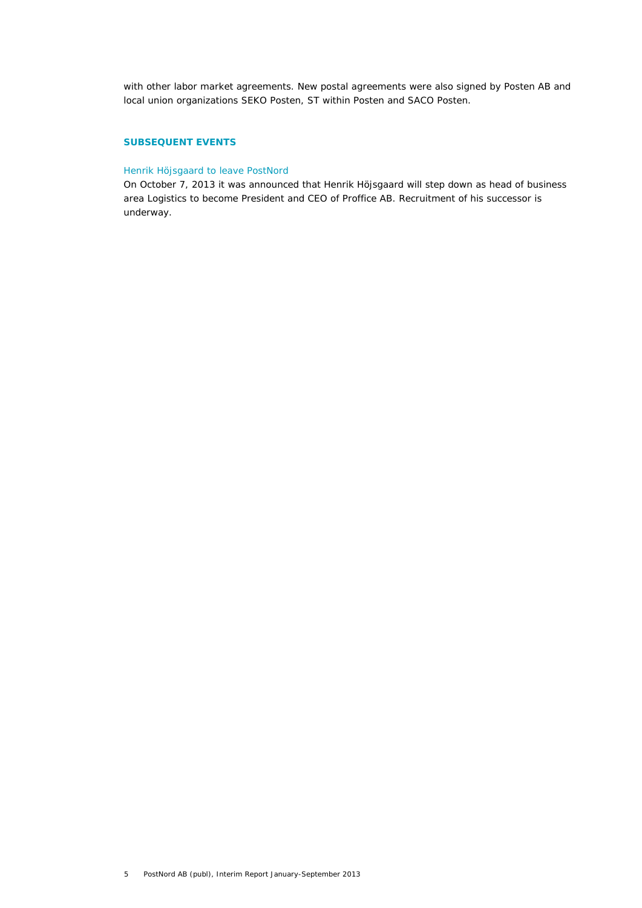with other labor market agreements. New postal agreements were also signed by Posten AB and local union organizations SEKO Posten, ST within Posten and SACO Posten.

## SUBSEQUENT EVENTS

### Henrik Höjsgaard to leave PostNord

On October 7, 2013 it was announced that Henrik Höjsgaard will step down as head of business area Logistics to become President and CEO of Proffice AB. Recruitment of his successor is underway.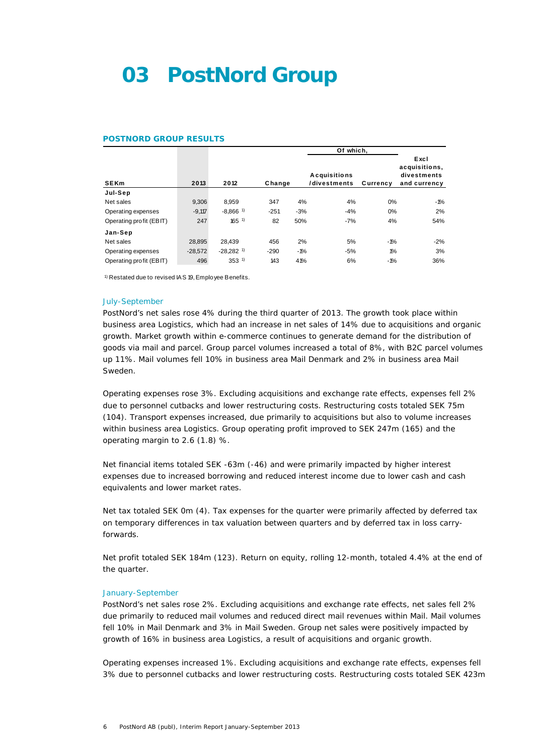# 03 PostNord Group

### POSTNORD GROUP RESULTS

| SEKm | 2013 | 2012 | Change | | Of which, Acquisitions /divestments | Currency | Excl acquisitions, divestments and currency |
|---|---|---|---|---|---|---|---|
| **Jul-Sep** | | | | | | | |
| Net sales | 9,306 | 8,959 | 347 | 4% | 4% | 0% | -1% |
| Operating expenses | -9,117 | -8,866 [1] | -251 | -3% | -4% | 0% | 2% |
| Operating profit (EBIT) | 247 | 165 [1] | 82 | 50% | -7% | 4% | 54% |
| **Jan-Sep** | | | | | | | |
| Net sales | 28,895 | 28,439 | 456 | 2% | 5% | -1% | -2% |
| Operating expenses | -28,572 | -28,282 [1] | -290 | -1% | -5% | 1% | 3% |
| Operating profit (EBIT) | 496 | 353 [1] | 143 | 41% | 6% | -1% | 36% |

[1] Restated due to revised IAS 19, Employee Benefits.

July-September

PostNord's net sales rose 4% during the third quarter of 2013. The growth took place within business area Logistics, which had an increase in net sales of 14% due to acquisitions and organic growth. Market growth within e-commerce continues to generate demand for the distribution of goods via mail and parcel. Group parcel volumes increased a total of 8%, with B2C parcel volumes up 11%. Mail volumes fell 10% in business area Mail Denmark and 2% in business area Mail Sweden.

Operating expenses rose 3%. Excluding acquisitions and exchange rate effects, expenses fell 2% due to personnel cutbacks and lower restructuring costs. Restructuring costs totaled SEK 75m (104). Transport expenses increased, due primarily to acquisitions but also to volume increases within business area Logistics. Group operating profit improved to SEK 247m (165) and the operating margin to 2.6 (1.8) %.

Net financial items totaled SEK -63m (-46) and were primarily impacted by higher interest expenses due to increased borrowing and reduced interest income due to lower cash and cash equivalents and lower market rates.

Net tax totaled SEK 0m (4). Tax expenses for the quarter were primarily affected by deferred tax on temporary differences in tax valuation between quarters and by deferred tax in loss carry-forwards.

Net profit totaled SEK 184m (123). Return on equity, rolling 12-month, totaled 4.4% at the end of the quarter.

January-September

PostNord's net sales rose 2%. Excluding acquisitions and exchange rate effects, net sales fell 2% due primarily to reduced mail volumes and reduced direct mail revenues within Mail. Mail volumes fell 10% in Mail Denmark and 3% in Mail Sweden. Group net sales were positively impacted by growth of 16% in business area Logistics, a result of acquisitions and organic growth.

Operating expenses increased 1%. Excluding acquisitions and exchange rate effects, expenses fell 3% due to personnel cutbacks and lower restructuring costs. Restructuring costs totaled SEK 423m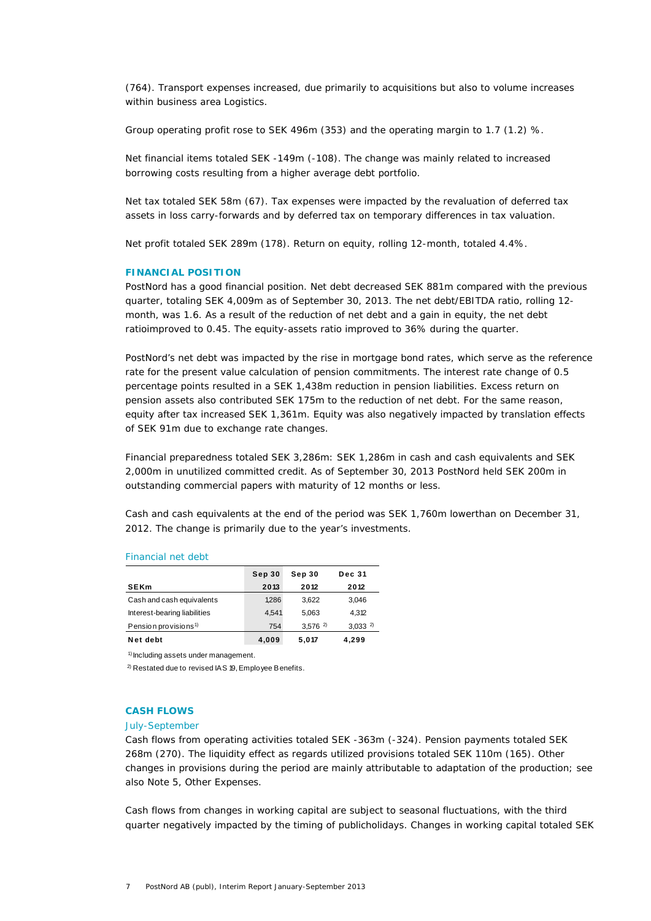(764). Transport expenses increased, due primarily to acquisitions but also to volume increases within business area Logistics.

Group operating profit rose to SEK 496m (353) and the operating margin to 1.7 (1.2) %.

Net financial items totaled SEK -149m (-108). The change was mainly related to increased borrowing costs resulting from a higher average debt portfolio.

Net tax totaled SEK 58m (67). Tax expenses were impacted by the revaluation of deferred tax assets in loss carry-forwards and by deferred tax on temporary differences in tax valuation.

Net profit totaled SEK 289m (178). Return on equity, rolling 12-month, totaled 4.4%.

## FINANCIAL POSITION

PostNord has a good financial position. Net debt decreased SEK 881m compared with the previous quarter, totaling SEK 4,009m as of September 30, 2013. The net debt/EBITDA ratio, rolling 12-month, was 1.6. As a result of the reduction of net debt and a gain in equity, the net debt ratioimproved to 0.45. The equity-assets ratio improved to 36% during the quarter.

PostNord's net debt was impacted by the rise in mortgage bond rates, which serve as the reference rate for the present value calculation of pension commitments. The interest rate change of 0.5 percentage points resulted in a SEK 1,438m reduction in pension liabilities. Excess return on pension assets also contributed SEK 175m to the reduction of net debt. For the same reason, equity after tax increased SEK 1,361m. Equity was also negatively impacted by translation effects of SEK 91m due to exchange rate changes.

Financial preparedness totaled SEK 3,286m: SEK 1,286m in cash and cash equivalents and SEK 2,000m in unutilized committed credit. As of September 30, 2013 PostNord held SEK 200m in outstanding commercial papers with maturity of 12 months or less.

Cash and cash equivalents at the end of the period was SEK 1,760m lowerthan on December 31, 2012. The change is primarily due to the year's investments.

### Financial net debt

| SEKm | Sep 30 2013 | Sep 30 2012 | Dec 31 2012 |
|---|---|---|---|
| Cash and cash equivalents | 1,286 | 3,622 | 3,046 |
| Interest-bearing liabilities | 4,541 | 5,063 | 4,312 |
| Pension provisions[1] | 754 | 3,576 [2] | 3,033 [2] |
| **Net debt** | **4,009** | **5,017** | **4,299** |

[1] Including assets under management.

[2] Restated due to revised IAS 19, Employee Benefits.

## CASH FLOWS

### July-September

Cash flows from operating activities totaled SEK -363m (-324). Pension payments totaled SEK 268m (270). The liquidity effect as regards utilized provisions totaled SEK 110m (165). Other changes in provisions during the period are mainly attributable to adaptation of the production; see also Note 5, Other Expenses.

Cash flows from changes in working capital are subject to seasonal fluctuations, with the third quarter negatively impacted by the timing of publicholidays. Changes in working capital totaled SEK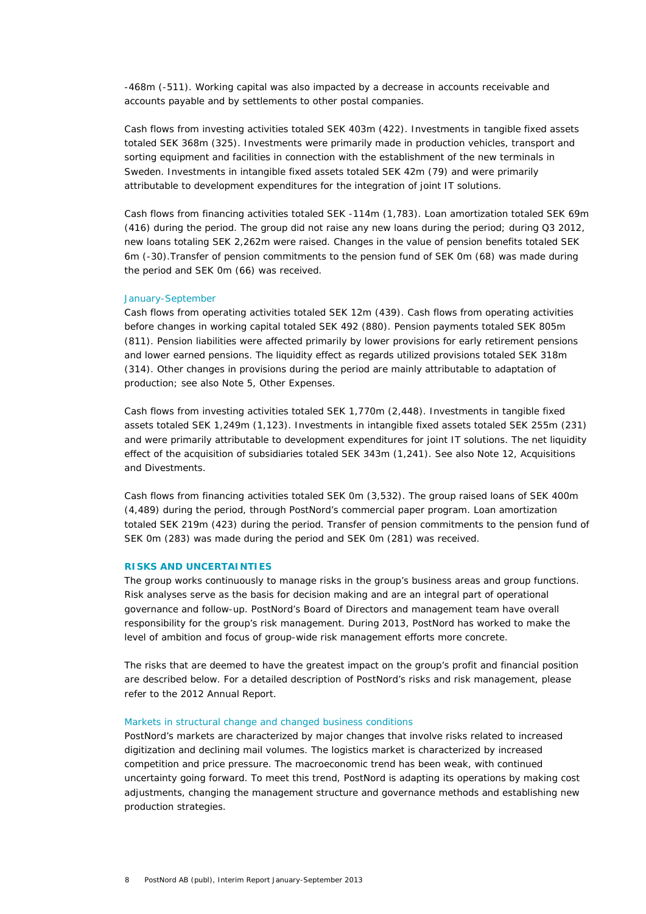-468m (-511). Working capital was also impacted by a decrease in accounts receivable and accounts payable and by settlements to other postal companies.

Cash flows from investing activities totaled SEK 403m (422). Investments in tangible fixed assets totaled SEK 368m (325). Investments were primarily made in production vehicles, transport and sorting equipment and facilities in connection with the establishment of the new terminals in Sweden. Investments in intangible fixed assets totaled SEK 42m (79) and were primarily attributable to development expenditures for the integration of joint IT solutions.

Cash flows from financing activities totaled SEK -114m (1,783). Loan amortization totaled SEK 69m (416) during the period. The group did not raise any new loans during the period; during Q3 2012, new loans totaling SEK 2,262m were raised. Changes in the value of pension benefits totaled SEK 6m (-30).Transfer of pension commitments to the pension fund of SEK 0m (68) was made during the period and SEK 0m (66) was received.

### January-September

Cash flows from operating activities totaled SEK 12m (439). Cash flows from operating activities before changes in working capital totaled SEK 492 (880). Pension payments totaled SEK 805m (811). Pension liabilities were affected primarily by lower provisions for early retirement pensions and lower earned pensions. The liquidity effect as regards utilized provisions totaled SEK 318m (314). Other changes in provisions during the period are mainly attributable to adaptation of production; see also Note 5, Other Expenses.

Cash flows from investing activities totaled SEK 1,770m (2,448). Investments in tangible fixed assets totaled SEK 1,249m (1,123). Investments in intangible fixed assets totaled SEK 255m (231) and were primarily attributable to development expenditures for joint IT solutions. The net liquidity effect of the acquisition of subsidiaries totaled SEK 343m (1,241). See also Note 12, Acquisitions and Divestments.

Cash flows from financing activities totaled SEK 0m (3,532). The group raised loans of SEK 400m (4,489) during the period, through PostNord's commercial paper program. Loan amortization totaled SEK 219m (423) during the period. Transfer of pension commitments to the pension fund of SEK 0m (283) was made during the period and SEK 0m (281) was received.

## RISKS AND UNCERTAINTIES

The group works continuously to manage risks in the group's business areas and group functions. Risk analyses serve as the basis for decision making and are an integral part of operational governance and follow-up. PostNord's Board of Directors and management team have overall responsibility for the group's risk management. During 2013, PostNord has worked to make the level of ambition and focus of group-wide risk management efforts more concrete.

The risks that are deemed to have the greatest impact on the group's profit and financial position are described below. For a detailed description of PostNord's risks and risk management, please refer to the 2012 Annual Report.

### Markets in structural change and changed business conditions

PostNord's markets are characterized by major changes that involve risks related to increased digitization and declining mail volumes. The logistics market is characterized by increased competition and price pressure. The macroeconomic trend has been weak, with continued uncertainty going forward. To meet this trend, PostNord is adapting its operations by making cost adjustments, changing the management structure and governance methods and establishing new production strategies.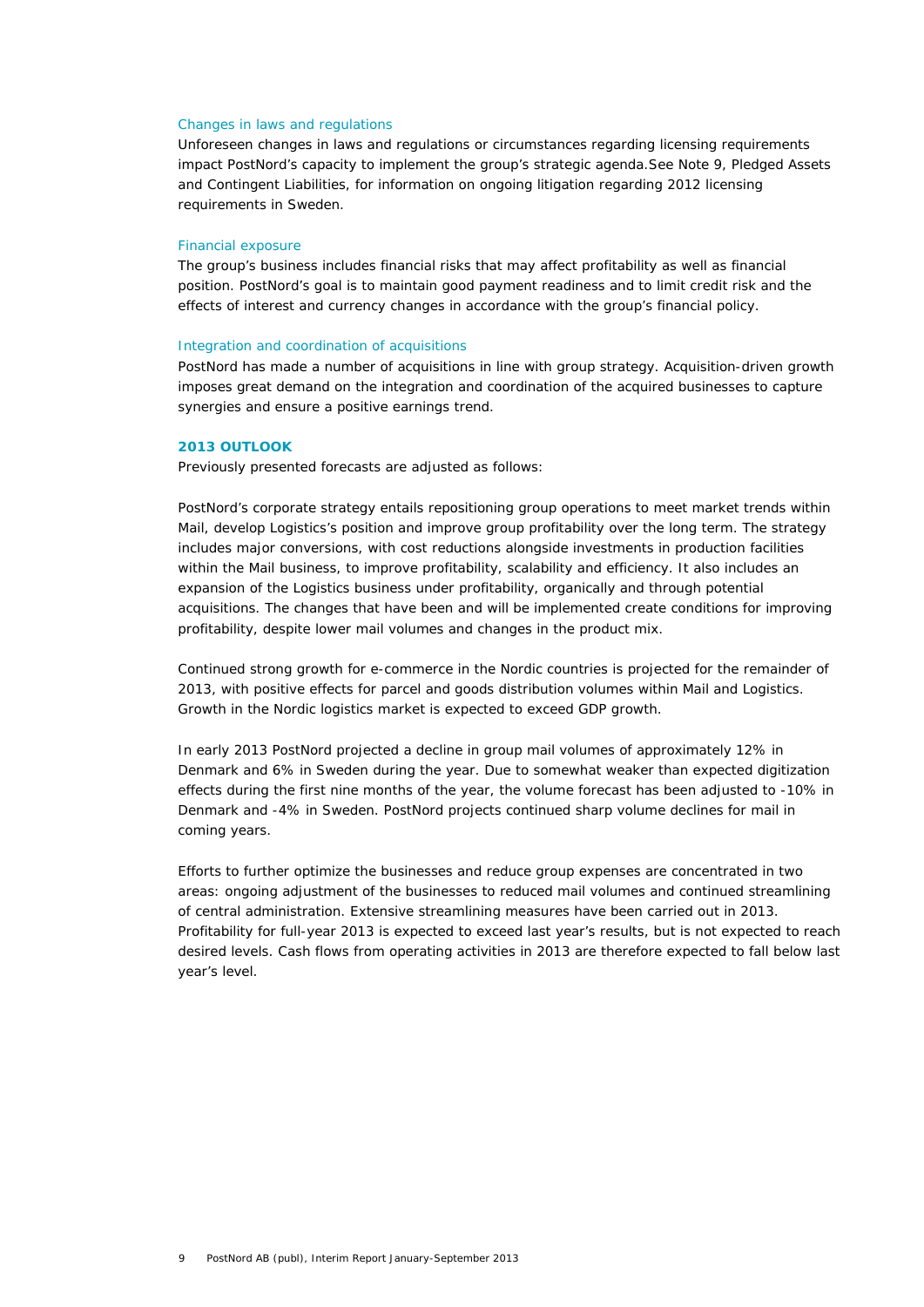### Changes in laws and regulations

Unforeseen changes in laws and regulations or circumstances regarding licensing requirements impact PostNord's capacity to implement the group's strategic agenda.See Note 9, Pledged Assets and Contingent Liabilities, for information on ongoing litigation regarding 2012 licensing requirements in Sweden.

### Financial exposure

The group's business includes financial risks that may affect profitability as well as financial position. PostNord's goal is to maintain good payment readiness and to limit credit risk and the effects of interest and currency changes in accordance with the group's financial policy.

### Integration and coordination of acquisitions

PostNord has made a number of acquisitions in line with group strategy. Acquisition-driven growth imposes great demand on the integration and coordination of the acquired businesses to capture synergies and ensure a positive earnings trend.

## 2013 OUTLOOK

Previously presented forecasts are adjusted as follows:

PostNord's corporate strategy entails repositioning group operations to meet market trends within Mail, develop Logistics's position and improve group profitability over the long term. The strategy includes major conversions, with cost reductions alongside investments in production facilities within the Mail business, to improve profitability, scalability and efficiency. It also includes an expansion of the Logistics business under profitability, organically and through potential acquisitions. The changes that have been and will be implemented create conditions for improving profitability, despite lower mail volumes and changes in the product mix.

Continued strong growth for e-commerce in the Nordic countries is projected for the remainder of 2013, with positive effects for parcel and goods distribution volumes within Mail and Logistics. Growth in the Nordic logistics market is expected to exceed GDP growth.

In early 2013 PostNord projected a decline in group mail volumes of approximately 12% in Denmark and 6% in Sweden during the year. Due to somewhat weaker than expected digitization effects during the first nine months of the year, the volume forecast has been adjusted to -10% in Denmark and -4% in Sweden. PostNord projects continued sharp volume declines for mail in coming years.

Efforts to further optimize the businesses and reduce group expenses are concentrated in two areas: ongoing adjustment of the businesses to reduced mail volumes and continued streamlining of central administration. Extensive streamlining measures have been carried out in 2013. Profitability for full-year 2013 is expected to exceed last year's results, but is not expected to reach desired levels. Cash flows from operating activities in 2013 are therefore expected to fall below last year's level.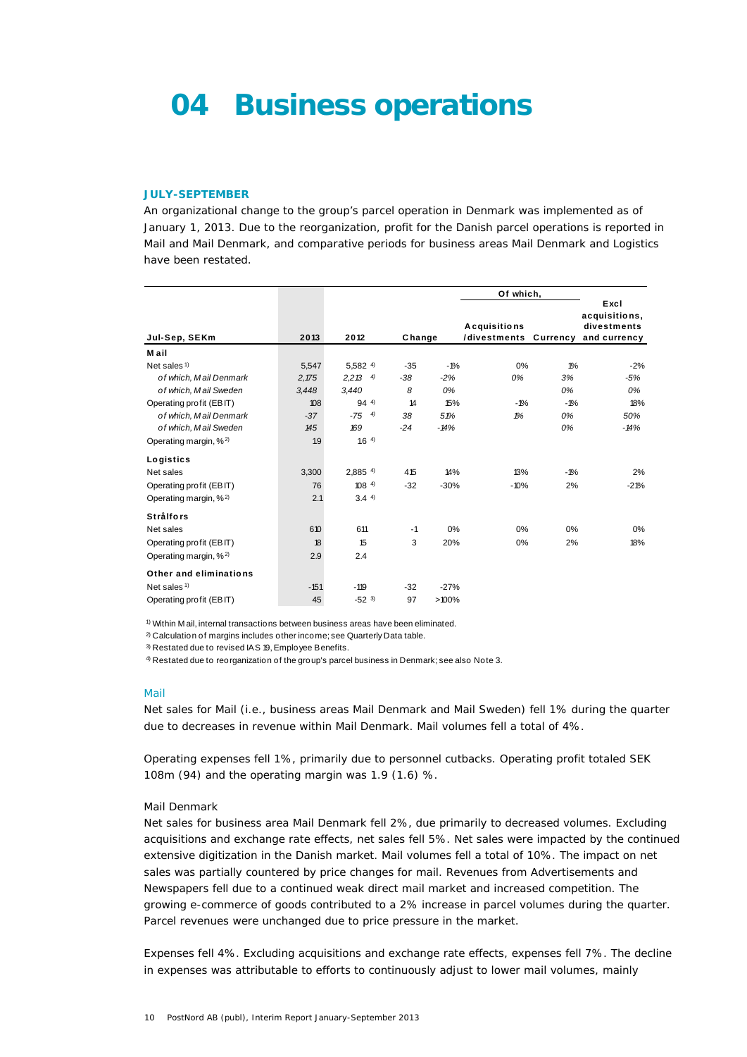# 04 Business operations

**JULY-SEPTEMBER**

An organizational change to the group's parcel operation in Denmark was implemented as of January 1, 2013. Due to the reorganization, profit for the Danish parcel operations is reported in Mail and Mail Denmark, and comparative periods for business areas Mail Denmark and Logistics have been restated.

| Jul-Sep, SEKm | 2013 | 2012 | Change | | Of which, Acquisitions /divestments | Of which, Currency | Excl acquisitions, divestments and currency |
|---|---|---|---|---|---|---|---|
| **Mail** | | | | | | | |
| Net sales [1] | 5,547 | 5,582 [4] | -35 | -1% | 0% | 1% | -2% |
| *of which, Mail Denmark* | *2,175* | *2,213* [4] | *-38* | *-2%* | *0%* | *3%* | *-5%* |
| *of which, Mail Sweden* | *3,448* | *3,440* | *8* | *0%* | | *0%* | *0%* |
| Operating profit (EBIT) | 108 | 94 [4] | 14 | 15% | -1% | -1% | 18% |
| *of which, Mail Denmark* | *-37* | *-75* [4] | *38* | *51%* | *1%* | *0%* | *50%* |
| *of which, Mail Sweden* | *145* | *169* | *-24* | *-14%* | | *0%* | *-14%* |
| Operating margin, % [2] | 1.9 | 1.6 [4] | | | | | |
| **Logistics** | | | | | | | |
| Net sales | 3,300 | 2,885 [4] | 415 | 14% | 13% | -1% | 2% |
| Operating profit (EBIT) | 76 | 108 [4] | -32 | -30% | -10% | 2% | -21% |
| Operating margin, % [2] | 2.1 | 3.4 [4] | | | | | |
| **Strålfors** | | | | | | | |
| Net sales | 610 | 611 | -1 | 0% | 0% | 0% | 0% |
| Operating profit (EBIT) | 18 | 15 | 3 | 20% | 0% | 2% | 18% |
| Operating margin, % [2] | 2.9 | 2.4 | | | | | |
| **Other and eliminations** | | | | | | | |
| Net sales [1] | -151 | -119 | -32 | -27% | | | |
| Operating profit (EBIT) | 45 | -52 [3] | 97 | >100% | | | |

[1] Within Mail, internal transactions between business areas have been eliminated.
[2] Calculation of margins includes other income; see Quarterly Data table.
[3] Restated due to revised IAS 19, Employee Benefits.
[4] Restated due to reorganization of the group's parcel business in Denmark; see also Note 3.

## Mail

Net sales for Mail (i.e., business areas Mail Denmark and Mail Sweden) fell 1% during the quarter due to decreases in revenue within Mail Denmark. Mail volumes fell a total of 4%.

Operating expenses fell 1%, primarily due to personnel cutbacks. Operating profit totaled SEK 108m (94) and the operating margin was 1.9 (1.6) %.

### Mail Denmark

Net sales for business area Mail Denmark fell 2%, due primarily to decreased volumes. Excluding acquisitions and exchange rate effects, net sales fell 5%. Net sales were impacted by the continued extensive digitization in the Danish market. Mail volumes fell a total of 10%. The impact on net sales was partially countered by price changes for mail. Revenues from Advertisements and Newspapers fell due to a continued weak direct mail market and increased competition. The growing e-commerce of goods contributed to a 2% increase in parcel volumes during the quarter. Parcel revenues were unchanged due to price pressure in the market.

Expenses fell 4%. Excluding acquisitions and exchange rate effects, expenses fell 7%. The decline in expenses was attributable to efforts to continuously adjust to lower mail volumes, mainly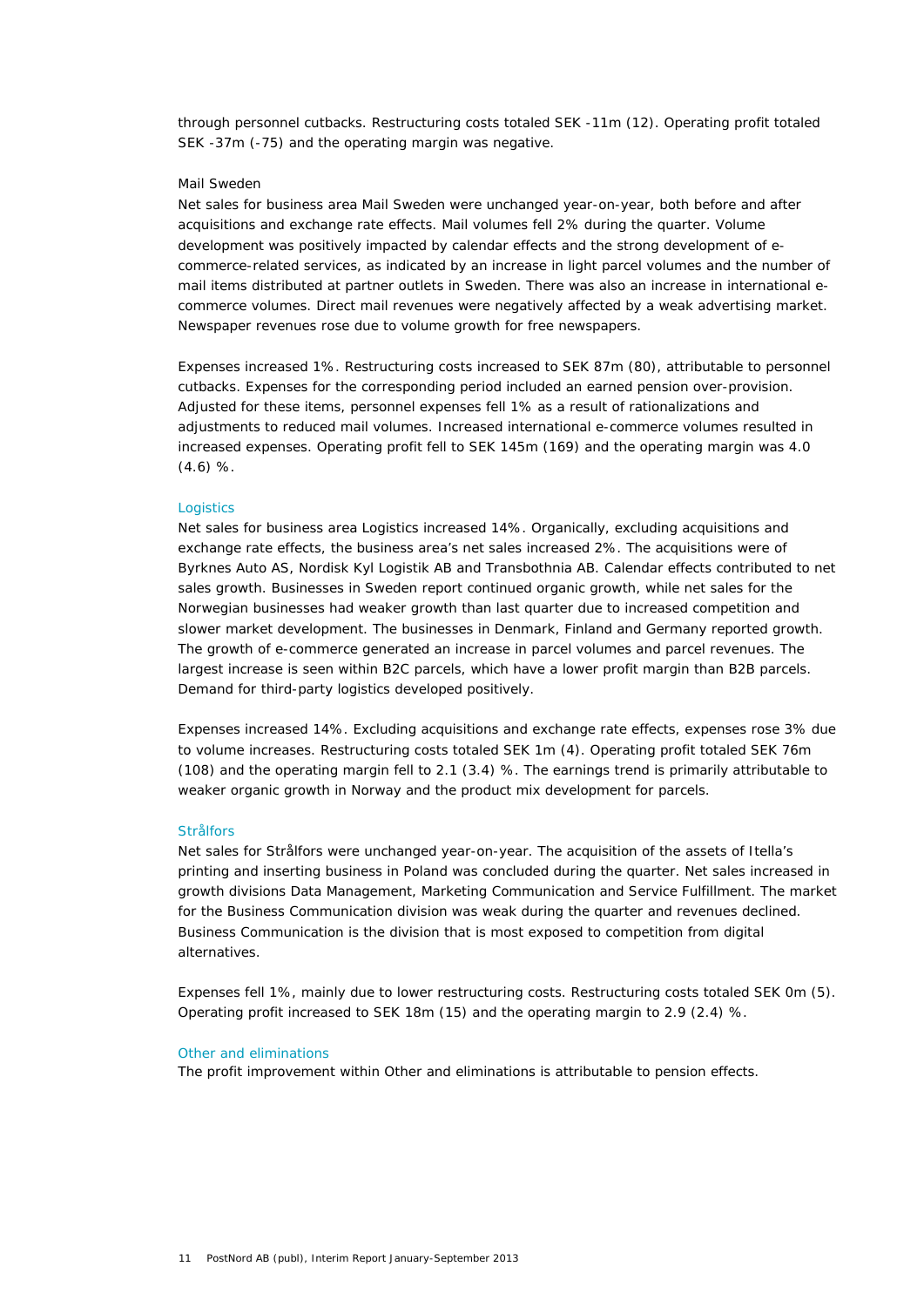through personnel cutbacks. Restructuring costs totaled SEK -11m (12). Operating profit totaled SEK -37m (-75) and the operating margin was negative.

### Mail Sweden

Net sales for business area Mail Sweden were unchanged year-on-year, both before and after acquisitions and exchange rate effects. Mail volumes fell 2% during the quarter. Volume development was positively impacted by calendar effects and the strong development of e-commerce-related services, as indicated by an increase in light parcel volumes and the number of mail items distributed at partner outlets in Sweden. There was also an increase in international e-commerce volumes. Direct mail revenues were negatively affected by a weak advertising market. Newspaper revenues rose due to volume growth for free newspapers.

Expenses increased 1%. Restructuring costs increased to SEK 87m (80), attributable to personnel cutbacks. Expenses for the corresponding period included an earned pension over-provision. Adjusted for these items, personnel expenses fell 1% as a result of rationalizations and adjustments to reduced mail volumes. Increased international e-commerce volumes resulted in increased expenses. Operating profit fell to SEK 145m (169) and the operating margin was 4.0 (4.6) %.

### Logistics

Net sales for business area Logistics increased 14%. Organically, excluding acquisitions and exchange rate effects, the business area's net sales increased 2%. The acquisitions were of Byrknes Auto AS, Nordisk Kyl Logistik AB and Transbothnia AB. Calendar effects contributed to net sales growth. Businesses in Sweden report continued organic growth, while net sales for the Norwegian businesses had weaker growth than last quarter due to increased competition and slower market development. The businesses in Denmark, Finland and Germany reported growth. The growth of e-commerce generated an increase in parcel volumes and parcel revenues. The largest increase is seen within B2C parcels, which have a lower profit margin than B2B parcels. Demand for third-party logistics developed positively.

Expenses increased 14%. Excluding acquisitions and exchange rate effects, expenses rose 3% due to volume increases. Restructuring costs totaled SEK 1m (4). Operating profit totaled SEK 76m (108) and the operating margin fell to 2.1 (3.4) %. The earnings trend is primarily attributable to weaker organic growth in Norway and the product mix development for parcels.

### Strålfors

Net sales for Strålfors were unchanged year-on-year. The acquisition of the assets of Itella's printing and inserting business in Poland was concluded during the quarter. Net sales increased in growth divisions Data Management, Marketing Communication and Service Fulfillment. The market for the Business Communication division was weak during the quarter and revenues declined. Business Communication is the division that is most exposed to competition from digital alternatives.

Expenses fell 1%, mainly due to lower restructuring costs. Restructuring costs totaled SEK 0m (5). Operating profit increased to SEK 18m (15) and the operating margin to 2.9 (2.4) %.

### Other and eliminations

The profit improvement within Other and eliminations is attributable to pension effects.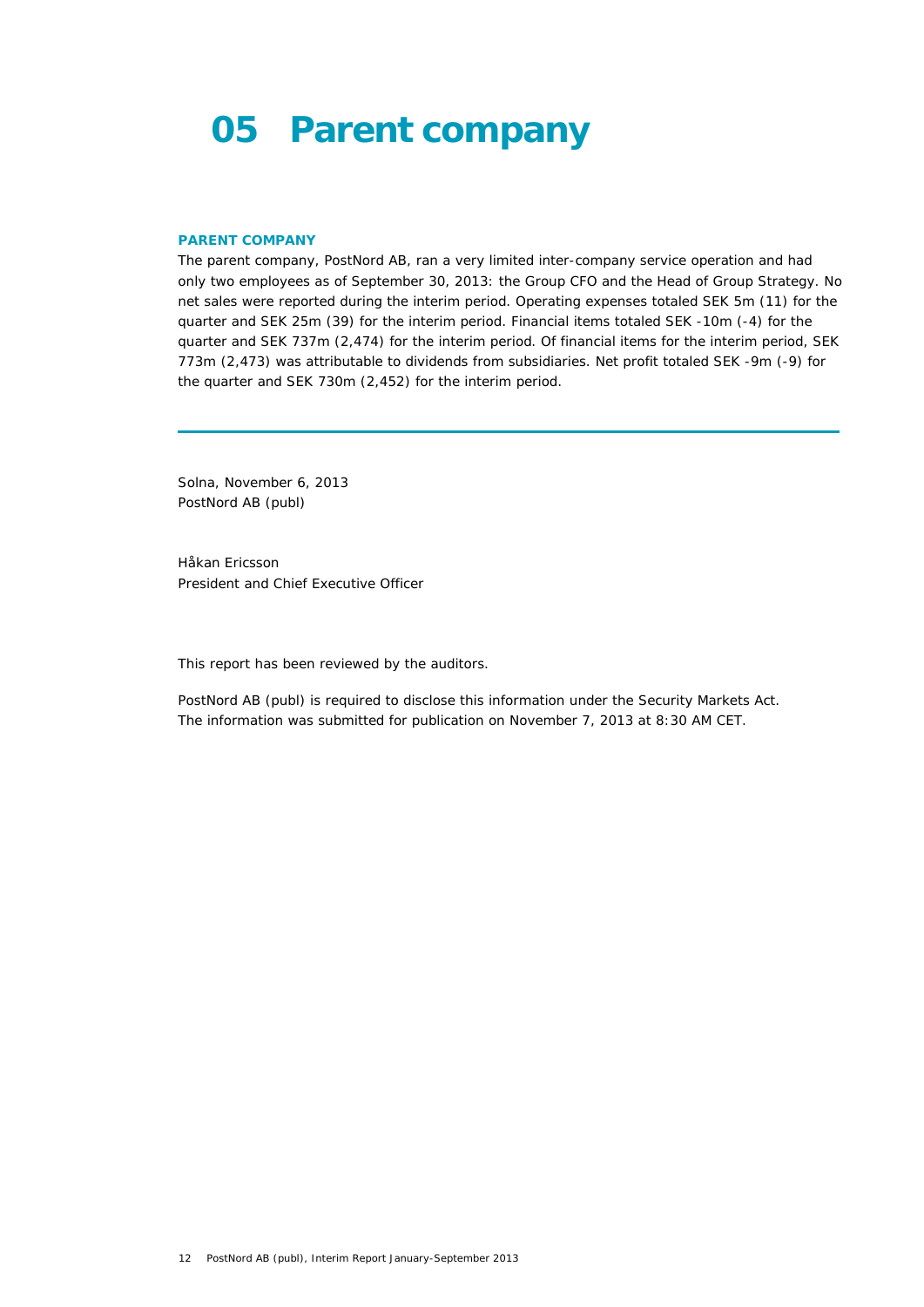# 05 Parent company

### PARENT COMPANY

The parent company, PostNord AB, ran a very limited inter-company service operation and had only two employees as of September 30, 2013: the Group CFO and the Head of Group Strategy. No net sales were reported during the interim period. Operating expenses totaled SEK 5m (11) for the quarter and SEK 25m (39) for the interim period. Financial items totaled SEK -10m (-4) for the quarter and SEK 737m (2,474) for the interim period. Of financial items for the interim period, SEK 773m (2,473) was attributable to dividends from subsidiaries. Net profit totaled SEK -9m (-9) for the quarter and SEK 730m (2,452) for the interim period.

---

Solna, November 6, 2013
PostNord AB (publ)

Håkan Ericsson
President and Chief Executive Officer

This report has been reviewed by the auditors.

PostNord AB (publ) is required to disclose this information under the Security Markets Act. The information was submitted for publication on November 7, 2013 at 8:30 AM CET.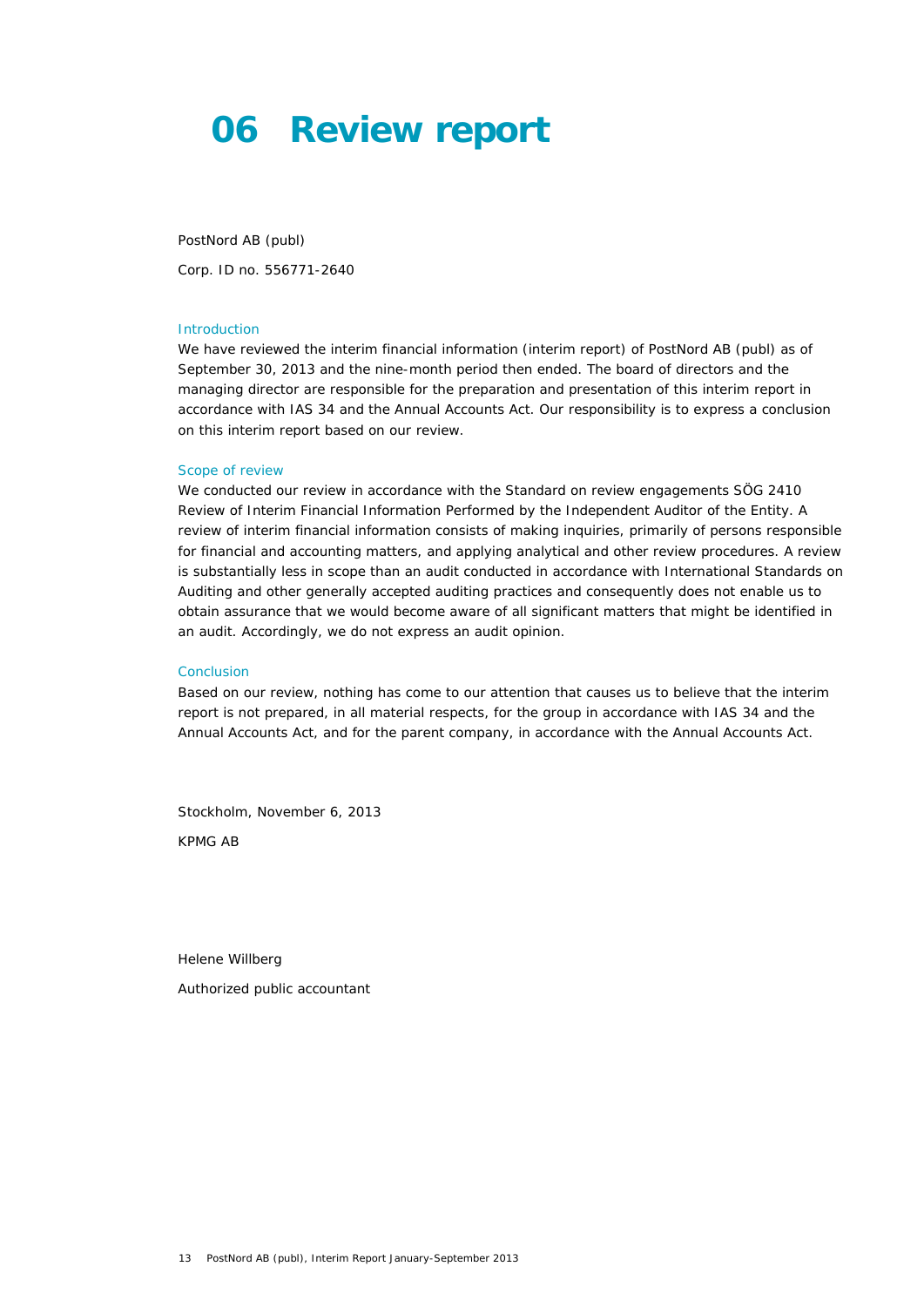# 06 Review report

PostNord AB (publ)

Corp. ID no. 556771-2640

## Introduction

We have reviewed the interim financial information (interim report) of PostNord AB (publ) as of September 30, 2013 and the nine-month period then ended. The board of directors and the managing director are responsible for the preparation and presentation of this interim report in accordance with IAS 34 and the Annual Accounts Act. Our responsibility is to express a conclusion on this interim report based on our review.

## Scope of review

We conducted our review in accordance with the Standard on review engagements SÖG 2410 Review of Interim Financial Information Performed by the Independent Auditor of the Entity. A review of interim financial information consists of making inquiries, primarily of persons responsible for financial and accounting matters, and applying analytical and other review procedures. A review is substantially less in scope than an audit conducted in accordance with International Standards on Auditing and other generally accepted auditing practices and consequently does not enable us to obtain assurance that we would become aware of all significant matters that might be identified in an audit. Accordingly, we do not express an audit opinion.

## Conclusion

Based on our review, nothing has come to our attention that causes us to believe that the interim report is not prepared, in all material respects, for the group in accordance with IAS 34 and the Annual Accounts Act, and for the parent company, in accordance with the Annual Accounts Act.

Stockholm, November 6, 2013

KPMG AB

Helene Willberg

Authorized public accountant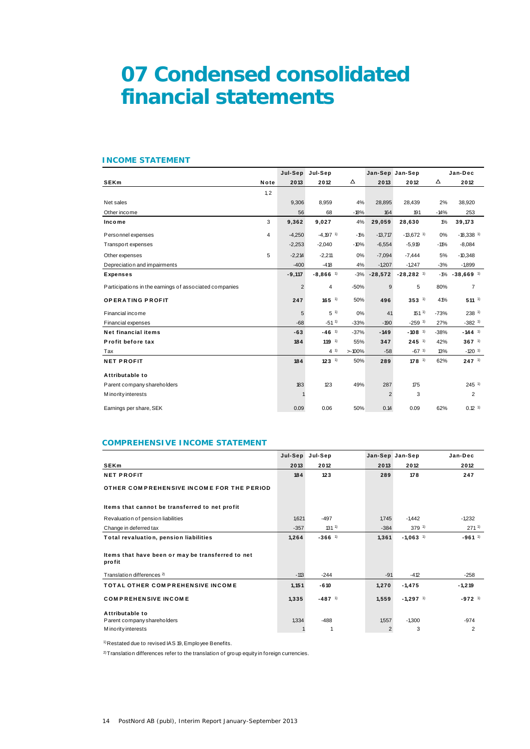# 07 Condensed consolidated financial statements

### INCOME STATEMENT

| SEKm | Note | Jul-Sep 2013 | Jul-Sep 2012 | Δ | Jan-Sep 2013 | Jan-Sep 2012 | Δ | Jan-Dec 2012 |
|---|---|---|---|---|---|---|---|---|
| | 1,2 | | | | | | | |
| Net sales | | 9,306 | 8,959 | 4% | 28,895 | 28,439 | 2% | 38,920 |
| Other income | | 56 | 68 | -18% | 164 | 191 | -14% | 253 |
| **Income** | 3 | **9,362** | **9,027** | 4% | **29,059** | **28,630** | 1% | **39,173** |
| Personnel expenses | 4 | -4,250 | -4,197 [1] | -1% | -13,717 | -13,672 [1] | 0% | -18,338 [1] |
| Transport expenses | | -2,253 | -2,040 | -10% | -6,554 | -5,919 | -11% | -8,084 |
| Other expenses | 5 | -2,214 | -2,211 | 0% | -7,094 | -7,444 | 5% | -10,348 |
| Depreciation and impairments | | -400 | -418 | 4% | -1,207 | -1,247 | -3% | -1,899 |
| **Expenses** | | **-9,117** | **-8,866** [1] | -3% | **-28,572** | **-28,282** [1] | -1% | **-38,669** [1] |
| Participations in the earnings of associated companies | | 2 | 4 | -50% | 9 | 5 | 80% | 7 |
| **OPERATING PROFIT** | | **247** | **165** [1] | 50% | **496** | **353** [1] | 41% | **511** [1] |
| Financial income | | 5 | 5 [1] | 0% | 41 | 151 [1] | -73% | 238 [1] |
| Financial expenses | | -68 | -51 [1] | -33% | -190 | -259 [1] | 27% | -382 [1] |
| **Net financial items** | | **-63** | **-46** [1] | -37% | **-149** | **-108** [1] | -38% | **-144** [1] |
| **Profit before tax** | | **184** | **119** [1] | 55% | **347** | **245** [1] | 42% | **367** [1] |
| Tax | | | 4 [1] | >-100% | -58 | -67 [1] | 13% | -120 [1] |
| **NET PROFIT** | | **184** | **123** [1] | 50% | **289** | **178** [1] | 62% | **247** [1] |
| **Attributable to** | | | | | | | | |
| Parent company shareholders | | 183 | 123 | 49% | 287 | 175 | | 245 [1] |
| Minority interests | | 1 | | | 2 | 3 | | 2 |
| Earnings per share, SEK | | 0.09 | 0.06 | 50% | 0.14 | 0.09 | 62% | 0.12 [1] |

### COMPREHENSIVE INCOME STATEMENT

| SEKm | Jul-Sep 2013 | Jul-Sep 2012 | Jan-Sep 2013 | Jan-Sep 2012 | Jan-Dec 2012 |
|---|---|---|---|---|---|
| **NET PROFIT** | **184** | **123** | **289** | **178** | **247** |
| **OTHER COMPREHENSIVE INCOME FOR THE PERIOD** | | | | | |
| **Items that cannot be transferred to net profit** | | | | | |
| Revaluation of pension liabilities | 1,621 | -497 | 1,745 | -1,442 | -1,232 |
| Change in deferred tax | -357 | 131 [1] | -384 | 379 [1] | 271 [1] |
| **Total revaluation, pension liabilities** | **1,264** | **-366** [1] | **1,361** | **-1,063** [1] | **-961** [1] |
| **Items that have been or may be transferred to net profit** | | | | | |
| Translation differences [2] | -113 | -244 | -91 | -412 | -258 |
| **TOTAL OTHER COMPREHENSIVE INCOME** | **1,151** | **-610** | **1,270** | **-1,475** | **-1,219** |
| **COMPREHENSIVE INCOME** | **1,335** | **-487** [1] | **1,559** | **-1,297** [1] | **-972** [1] |
| **Attributable to** | | | | | |
| Parent company shareholders | 1,334 | -488 | 1,557 | -1,300 | -974 |
| Minority interests | 1 | 1 | 2 | 3 | 2 |

[1] Restated due to revised IAS 19, Employee Benefits.

[2] Translation differences refer to the translation of group equity in foreign currencies.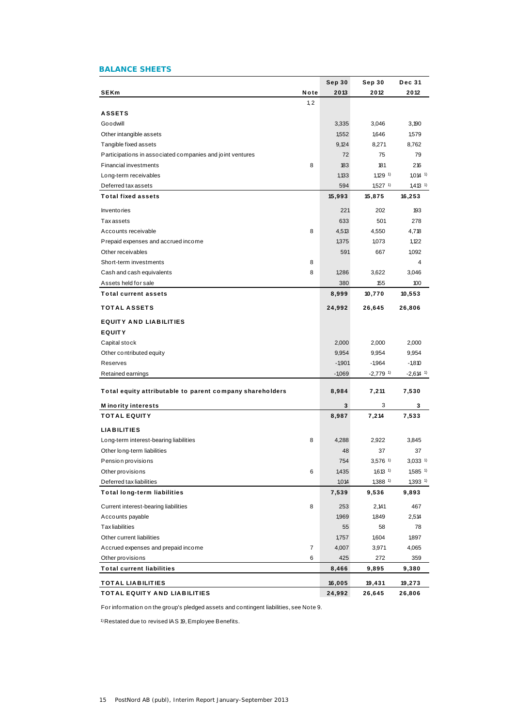## BALANCE SHEETS

| SEKm | Note | Sep 30 2013 | Sep 30 2012 | Dec 31 2012 |
|---|---|---|---|---|
| | 1, 2 | | | |
| **ASSETS** | | | | |
| Goodwill | | 3,335 | 3,046 | 3,190 |
| Other intangible assets | | 1,552 | 1,646 | 1,579 |
| Tangible fixed assets | | 9,124 | 8,271 | 8,762 |
| Participations in associated companies and joint ventures | | 72 | 75 | 79 |
| Financial investments | 8 | 183 | 181 | 216 |
| Long-term receivables | | 1,133 | 1,129 [1] | 1,014 [1] |
| Deferred tax assets | | 594 | 1,527 [1] | 1,413 [1] |
| **Total fixed assets** | | **15,993** | **15,875** | **16,253** |
| Inventories | | 221 | 202 | 193 |
| Tax assets | | 633 | 501 | 278 |
| Accounts receivable | 8 | 4,513 | 4,550 | 4,718 |
| Prepaid expenses and accrued income | | 1,375 | 1,073 | 1,122 |
| Other receivables | | 591 | 667 | 1,092 |
| Short-term investments | 8 | | | 4 |
| Cash and cash equivalents | 8 | 1,286 | 3,622 | 3,046 |
| Assets held for sale | | 380 | 155 | 100 |
| **Total current assets** | | **8,999** | **10,770** | **10,553** |
| **TOTAL ASSETS** | | **24,992** | **26,645** | **26,806** |
| **EQUITY AND LIABILITIES** | | | | |
| **EQUITY** | | | | |
| Capital stock | | 2,000 | 2,000 | 2,000 |
| Other contributed equity | | 9,954 | 9,954 | 9,954 |
| Reserves | | -1,901 | -1,964 | -1,810 |
| Retained earnings | | -1,069 | -2,779 [1] | -2,614 [1] |
| **Total equity attributable to parent company shareholders** | | **8,984** | **7,211** | **7,530** |
| **Minority interests** | | **3** | 3 | **3** |
| **TOTAL EQUITY** | | **8,987** | **7,214** | **7,533** |
| **LIABILITIES** | | | | |
| Long-term interest-bearing liabilities | 8 | 4,288 | 2,922 | 3,845 |
| Other long-term liabilities | | 48 | 37 | 37 |
| Pension provisions | | 754 | 3,576 [1] | 3,033 [1] |
| Other provisions | 6 | 1,435 | 1,613 [1] | 1,585 [1] |
| Deferred tax liabilities | | 1,014 | 1,388 [1] | 1,393 [1] |
| **Total long-term liabilities** | | **7,539** | **9,536** | **9,893** |
| Current interest-bearing liabilities | 8 | 253 | 2,141 | 467 |
| Accounts payable | | 1,969 | 1,849 | 2,514 |
| Tax liabilities | | 55 | 58 | 78 |
| Other current liabilities | | 1,757 | 1,604 | 1,897 |
| Accrued expenses and prepaid income | 7 | 4,007 | 3,971 | 4,065 |
| Other provisions | 6 | 425 | 272 | 359 |
| **Total current liabilities** | | **8,466** | **9,895** | **9,380** |
| **TOTAL LIABILITIES** | | **16,005** | **19,431** | **19,273** |
| **TOTAL EQUITY AND LIABILITIES** | | **24,992** | **26,645** | **26,806** |

For information on the group's pledged assets and contingent liabilities, see Note 9.

[1] Restated due to revised IAS 19, Employee Benefits.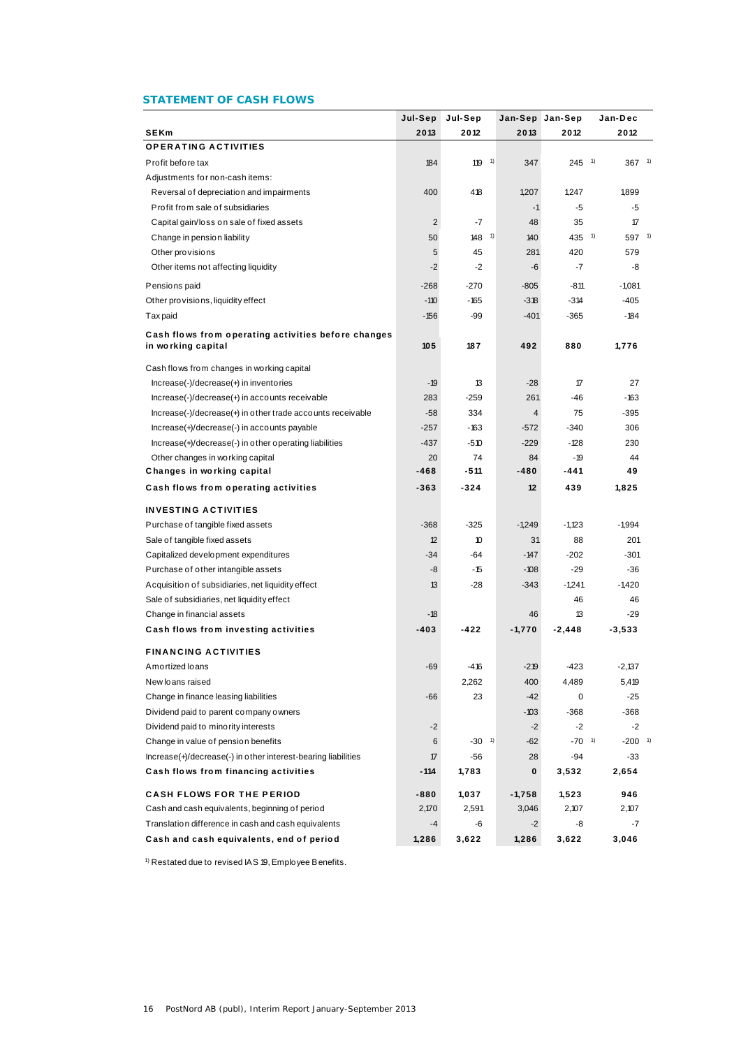## STATEMENT OF CASH FLOWS

| SEKm | Jul-Sep 2013 | Jul-Sep 2012 | Jan-Sep 2013 | Jan-Sep 2012 | Jan-Dec 2012 |
|---|---|---|---|---|---|
| **OPERATING ACTIVITIES** | | | | | |
| Profit before tax | 184 | 119 [1] | 347 | 245 [1] | 367 [1] |
| Adjustments for non-cash items: | | | | | |
| Reversal of depreciation and impairments | 400 | 418 | 1,207 | 1,247 | 1,899 |
| Profit from sale of subsidiaries | | | -1 | -5 | -5 |
| Capital gain/loss on sale of fixed assets | 2 | -7 | 48 | 35 | 17 |
| Change in pension liability | 50 | 148 [1] | 140 | 435 [1] | 597 [1] |
| Other provisions | 5 | 45 | 281 | 420 | 579 |
| Other items not affecting liquidity | -2 | -2 | -6 | -7 | -8 |
| Pensions paid | -268 | -270 | -805 | -811 | -1,081 |
| Other provisions, liquidity effect | -110 | -165 | -318 | -314 | -405 |
| Tax paid | -156 | -99 | -401 | -365 | -184 |
| **Cash flows from operating activities before changes in working capital** | **105** | **187** | **492** | **880** | **1,776** |
| Cash flows from changes in working capital | | | | | |
| Increase(-)/decrease(+) in inventories | -19 | 13 | -28 | 17 | 27 |
| Increase(-)/decrease(+) in accounts receivable | 283 | -259 | 261 | -46 | -163 |
| Increase(-)/decrease(+) in other trade accounts receivable | -58 | 334 | 4 | 75 | -395 |
| Increase(+)/decrease(-) in accounts payable | -257 | -163 | -572 | -340 | 306 |
| Increase(+)/decrease(-) in other operating liabilities | -437 | -510 | -229 | -128 | 230 |
| Other changes in working capital | 20 | 74 | 84 | -19 | 44 |
| **Changes in working capital** | **-468** | **-511** | **-480** | **-441** | **49** |
| **Cash flows from operating activities** | **-363** | **-324** | **12** | **439** | **1,825** |
| **INVESTING ACTIVITIES** | | | | | |
| Purchase of tangible fixed assets | -368 | -325 | -1,249 | -1,123 | -1,994 |
| Sale of tangible fixed assets | 12 | 10 | 31 | 88 | 201 |
| Capitalized development expenditures | -34 | -64 | -147 | -202 | -301 |
| Purchase of other intangible assets | -8 | -15 | -108 | -29 | -36 |
| Acquisition of subsidiaries, net liquidity effect | 13 | -28 | -343 | -1,241 | -1,420 |
| Sale of subsidiaries, net liquidity effect | | | | 46 | 46 |
| Change in financial assets | -18 | | 46 | 13 | -29 |
| **Cash flows from investing activities** | **-403** | **-422** | **-1,770** | **-2,448** | **-3,533** |
| **FINANCING ACTIVITIES** | | | | | |
| Amortized loans | -69 | -416 | -219 | -423 | -2,137 |
| New loans raised | | 2,262 | 400 | 4,489 | 5,419 |
| Change in finance leasing liabilities | -66 | 23 | -42 | 0 | -25 |
| Dividend paid to parent company owners | | | -103 | -368 | -368 |
| Dividend paid to minority interests | -2 | | -2 | -2 | -2 |
| Change in value of pension benefits | 6 | -30 [1] | -62 | -70 [1] | -200 [1] |
| Increase(+)/decrease(-) in other interest-bearing liabilities | 17 | -56 | 28 | -94 | -33 |
| **Cash flows from financing activities** | **-114** | **1,783** | **0** | **3,532** | **2,654** |
| **CASH FLOWS FOR THE PERIOD** | **-880** | **1,037** | **-1,758** | **1,523** | **946** |
| Cash and cash equivalents, beginning of period | 2,170 | 2,591 | 3,046 | 2,107 | 2,107 |
| Translation difference in cash and cash equivalents | -4 | -6 | -2 | -8 | -7 |
| **Cash and cash equivalents, end of period** | **1,286** | **3,622** | **1,286** | **3,622** | **3,046** |

[1] Restated due to revised IAS 19, Employee Benefits.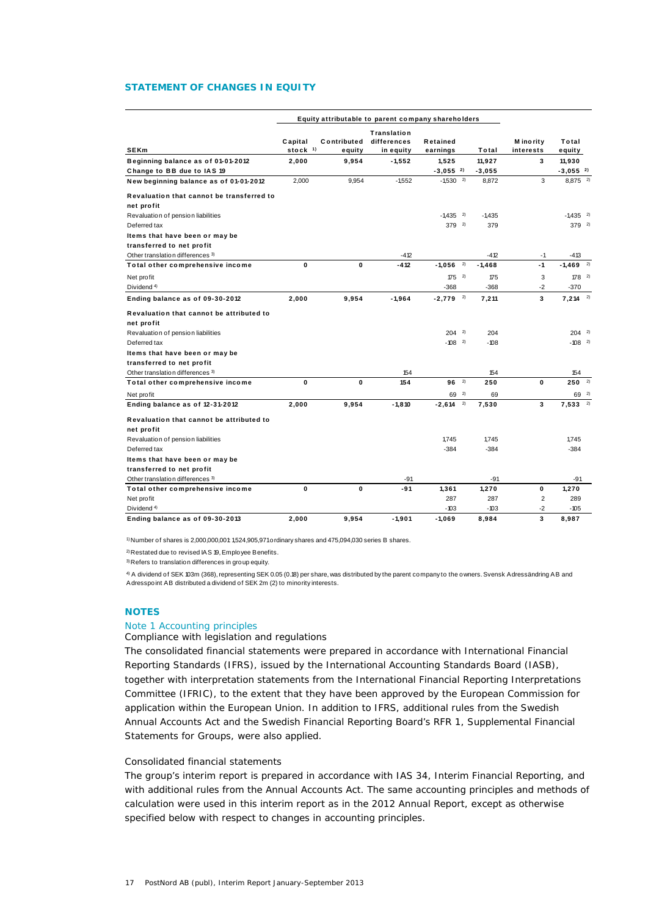## STATEMENT OF CHANGES IN EQUITY

| | Equity attributable to parent company shareholders | | | | | | |
|---|---|---|---|---|---|---|---|
| SEKm | Capital stock [1] | Contributed equity | Translation differences in equity | Retained earnings | Total | Minority interests | Total equity |
| **Beginning balance as of 01-01-2012** | **2,000** | **9,954** | **-1,552** | **1,525** | **11,927** | **3** | **11,930** |
| **Change to BB due to IAS 19** | | | | **-3,055** [2] | **-3,055** | | **-3,055** [2] |
| **New beginning balance as of 01-01-2012** | 2,000 | 9,954 | -1,552 | -1,530 [2] | 8,872 | 3 | 8,875 [2] |
| **Revaluation that cannot be transferred to net profit** | | | | | | | |
| Revaluation of pension liabilities | | | | -1,435 [2] | -1,435 | | -1,435 [2] |
| Deferred tax | | | | 379 [2] | 379 | | 379 [2] |
| **Items that have been or may be transferred to net profit** | | | | | | | |
| Other translation differences [3] | | | -412 | | -412 | -1 | -413 |
| **Total other comprehensive income** | **0** | **0** | **-412** | **-1,056** [2] | **-1,468** | **-1** | **-1,469** [2] |
| Net profit | | | | 175 [2] | 175 | 3 | 178 [2] |
| Dividend [4] | | | | -368 | -368 | -2 | -370 |
| **Ending balance as of 09-30-2012** | **2,000** | **9,954** | **-1,964** | **-2,779** [2] | **7,211** | **3** | **7,214** [2] |
| **Revaluation that cannot be attributed to net profit** | | | | | | | |
| Revaluation of pension liabilities | | | | 204 [2] | 204 | | 204 [2] |
| Deferred tax | | | | -108 [2] | -108 | | -108 [2] |
| **Items that have been or may be transferred to net profit** | | | | | | | |
| Other translation differences [3] | | | 154 | | 154 | | 154 |
| **Total other comprehensive income** | **0** | **0** | **154** | **96** [2] | **250** | **0** | **250** [2] |
| Net profit | | | | 69 [2] | 69 | | 69 [2] |
| **Ending balance as of 12-31-2012** | **2,000** | **9,954** | **-1,810** | **-2,614** [2] | **7,530** | **3** | **7,533** [2] |
| **Revaluation that cannot be attributed to net profit** | | | | | | | |
| Revaluation of pension liabilities | | | | 1,745 | 1,745 | | 1,745 |
| Deferred tax | | | | -384 | -384 | | -384 |
| **Items that have been or may be transferred to net profit** | | | | | | | |
| Other translation differences [3] | | | -91 | | -91 | | -91 |
| **Total other comprehensive income** | **0** | **0** | **-91** | **1,361** | **1,270** | **0** | **1,270** |
| Net profit | | | | 287 | 287 | 2 | 289 |
| Dividend [4] | | | | -103 | -103 | -2 | -105 |
| **Ending balance as of 09-30-2013** | **2,000** | **9,954** | **-1,901** | **-1,069** | **8,984** | **3** | **8,987** |

[1] Number of shares is 2,000,000,001: 1,524,905,971 ordinary shares and 475,094,030 series B shares.

[2] Restated due to revised IAS 19, Employee Benefits.

[3] Refers to translation differences in group equity.

[4] A dividend of SEK 103m (368), representing SEK 0.05 (0.18) per share, was distributed by the parent company to the owners. Svensk Adressändring AB and Adresspoint AB distributed a dividend of SEK 2m (2) to minority interests.

## NOTES

### Note 1 Accounting principles

Compliance with legislation and regulations

The consolidated financial statements were prepared in accordance with International Financial Reporting Standards (IFRS), issued by the International Accounting Standards Board (IASB), together with interpretation statements from the International Financial Reporting Interpretations Committee (IFRIC), to the extent that they have been approved by the European Commission for application within the European Union. In addition to IFRS, additional rules from the Swedish Annual Accounts Act and the Swedish Financial Reporting Board's RFR 1, Supplemental Financial Statements for Groups, were also applied.

Consolidated financial statements

The group's interim report is prepared in accordance with IAS 34, Interim Financial Reporting, and with additional rules from the Annual Accounts Act. The same accounting principles and methods of calculation were used in this interim report as in the 2012 Annual Report, except as otherwise specified below with respect to changes in accounting principles.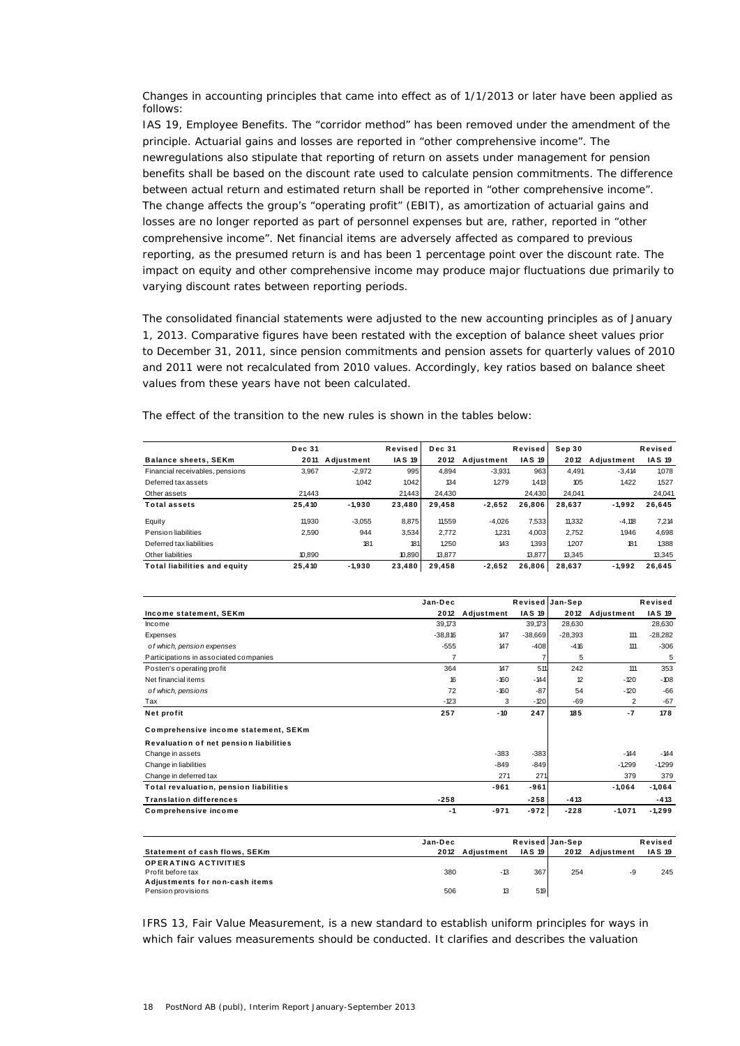Changes in accounting principles that came into effect as of 1/1/2013 or later have been applied as follows:

IAS 19, Employee Benefits. The "corridor method" has been removed under the amendment of the principle. Actuarial gains and losses are reported in "other comprehensive income". The newregulations also stipulate that reporting of return on assets under management for pension benefits shall be based on the discount rate used to calculate pension commitments. The difference between actual return and estimated return shall be reported in "other comprehensive income". The change affects the group's "operating profit" (EBIT), as amortization of actuarial gains and losses are no longer reported as part of personnel expenses but are, rather, reported in "other comprehensive income". Net financial items are adversely affected as compared to previous reporting, as the presumed return is and has been 1 percentage point over the discount rate. The impact on equity and other comprehensive income may produce major fluctuations due primarily to varying discount rates between reporting periods.

The consolidated financial statements were adjusted to the new accounting principles as of January 1, 2013. Comparative figures have been restated with the exception of balance sheet values prior to December 31, 2011, since pension commitments and pension assets for quarterly values of 2010 and 2011 were not recalculated from 2010 values. Accordingly, key ratios based on balance sheet values from these years have not been calculated.

The effect of the transition to the new rules is shown in the tables below:

| Balance sheets, SEKm | Dec 31 2011 | Adjustment | Revised IAS 19 | Dec 31 2012 | Adjustment | Revised IAS 19 | Sep 30 2012 | Adjustment | Revised IAS 19 |
|---|---|---|---|---|---|---|---|---|---|
| Financial receivables, pensions | 3,967 | -2,972 | 995 | 4,894 | -3,931 | 963 | 4,491 | -3,414 | 1,078 |
| Deferred tax assets | | 1,042 | 1,042 | 134 | 1,279 | 1,413 | 105 | 1,422 | 1,527 |
| Other assets | 21,443 | | 21,443 | 24,430 | | 24,430 | 24,041 | | 24,041 |
| **Total assets** | **25,410** | **-1,930** | **23,480** | **29,458** | **-2,652** | **26,806** | **28,637** | **-1,992** | **26,645** |
| Equity | 11,930 | -3,055 | 8,875 | 11,559 | -4,026 | 7,533 | 11,332 | -4,118 | 7,214 |
| Pension liabilities | 2,590 | 944 | 3,534 | 2,772 | 1,231 | 4,003 | 2,752 | 1,946 | 4,698 |
| Deferred tax liabilities | | 181 | 181 | 1,250 | 143 | 1,393 | 1,207 | 181 | 1,388 |
| Other liabilities | 10,890 | | 10,890 | 13,877 | | 13,877 | 13,345 | | 13,345 |
| **Total liabilities and equity** | **25,410** | **-1,930** | **23,480** | **29,458** | **-2,652** | **26,806** | **28,637** | **-1,992** | **26,645** |

| Income statement, SEKm | Jan-Dec 2012 | Adjustment | Revised IAS 19 | Jan-Sep 2012 | Adjustment | Revised IAS 19 |
|---|---|---|---|---|---|---|
| Income | 39,173 | | 39,173 | 28,630 | | 28,630 |
| Expenses | -38,816 | 147 | -38,669 | -28,393 | 111 | -28,282 |
| *of which, pension expenses* | -555 | 147 | -408 | -416 | 111 | -306 |
| Participations in associated companies | 7 | | 7 | 5 | | 5 |
| Posten's operating profit | 364 | 147 | 511 | 242 | 111 | 353 |
| Net financial items | 16 | -160 | -144 | 12 | -120 | -108 |
| *of which, pensions* | 72 | -160 | -87 | 54 | -120 | -66 |
| Tax | -123 | 3 | -120 | -69 | 2 | -67 |
| **Net profit** | **257** | **-10** | **247** | **185** | **-7** | **178** |
| **Comprehensive income statement, SEKm** | | | | | | |
| **Revaluation of net pension liabilities** | | | | | | |
| Change in assets | | -383 | -383 | | -144 | -144 |
| Change in liabilities | | -849 | -849 | | -1,299 | -1,299 |
| Change in deferred tax | | 271 | 271 | | 379 | 379 |
| **Total revaluation, pension liabilities** | | **-961** | **-961** | | **-1,064** | **-1,064** |
| **Translation differences** | **-258** | | **-258** | **-413** | | **-413** |
| **Comprehensive income** | **-1** | **-971** | **-972** | **-228** | **-1,071** | **-1,299** |

| Statement of cash flows, SEKm | Jan-Dec 2012 | Adjustment | Revised IAS 19 | Jan-Sep 2012 | Adjustment | Revised IAS 19 |
|---|---|---|---|---|---|---|
| **OPERATING ACTIVITIES** | | | | | | |
| Profit before tax | 380 | -13 | 367 | 254 | -9 | 245 |
| **Adjustments for non-cash items** | | | | | | |
| Pension provisions | 506 | 13 | 519 | | | |

IFRS 13, Fair Value Measurement, is a new standard to establish uniform principles for ways in which fair values measurements should be conducted. It clarifies and describes the valuation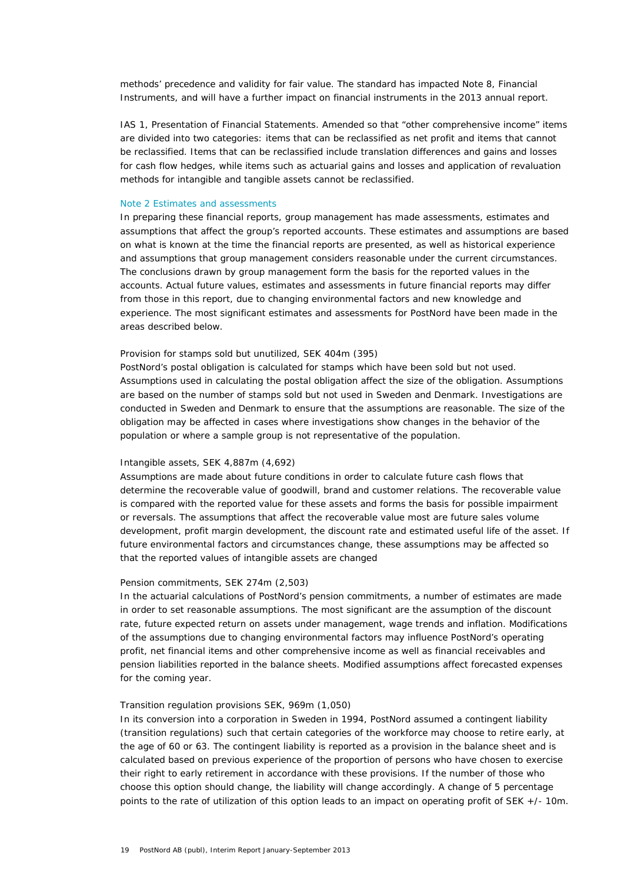methods' precedence and validity for fair value. The standard has impacted Note 8, Financial Instruments, and will have a further impact on financial instruments in the 2013 annual report.

IAS 1, Presentation of Financial Statements. Amended so that "other comprehensive income" items are divided into two categories: items that can be reclassified as net profit and items that cannot be reclassified. Items that can be reclassified include translation differences and gains and losses for cash flow hedges, while items such as actuarial gains and losses and application of revaluation methods for intangible and tangible assets cannot be reclassified.

## Note 2 Estimates and assessments

In preparing these financial reports, group management has made assessments, estimates and assumptions that affect the group's reported accounts. These estimates and assumptions are based on what is known at the time the financial reports are presented, as well as historical experience and assumptions that group management considers reasonable under the current circumstances. The conclusions drawn by group management form the basis for the reported values in the accounts. Actual future values, estimates and assessments in future financial reports may differ from those in this report, due to changing environmental factors and new knowledge and experience. The most significant estimates and assessments for PostNord have been made in the areas described below.

Provision for stamps sold but unutilized, SEK 404m (395)

PostNord's postal obligation is calculated for stamps which have been sold but not used. Assumptions used in calculating the postal obligation affect the size of the obligation. Assumptions are based on the number of stamps sold but not used in Sweden and Denmark. Investigations are conducted in Sweden and Denmark to ensure that the assumptions are reasonable. The size of the obligation may be affected in cases where investigations show changes in the behavior of the population or where a sample group is not representative of the population.

Intangible assets, SEK 4,887m (4,692)

Assumptions are made about future conditions in order to calculate future cash flows that determine the recoverable value of goodwill, brand and customer relations. The recoverable value is compared with the reported value for these assets and forms the basis for possible impairment or reversals. The assumptions that affect the recoverable value most are future sales volume development, profit margin development, the discount rate and estimated useful life of the asset. If future environmental factors and circumstances change, these assumptions may be affected so that the reported values of intangible assets are changed

Pension commitments, SEK 274m (2,503)

In the actuarial calculations of PostNord's pension commitments, a number of estimates are made in order to set reasonable assumptions. The most significant are the assumption of the discount rate, future expected return on assets under management, wage trends and inflation. Modifications of the assumptions due to changing environmental factors may influence PostNord's operating profit, net financial items and other comprehensive income as well as financial receivables and pension liabilities reported in the balance sheets. Modified assumptions affect forecasted expenses for the coming year.

Transition regulation provisions SEK, 969m (1,050)

In its conversion into a corporation in Sweden in 1994, PostNord assumed a contingent liability (transition regulations) such that certain categories of the workforce may choose to retire early, at the age of 60 or 63. The contingent liability is reported as a provision in the balance sheet and is calculated based on previous experience of the proportion of persons who have chosen to exercise their right to early retirement in accordance with these provisions. If the number of those who choose this option should change, the liability will change accordingly. A change of 5 percentage points to the rate of utilization of this option leads to an impact on operating profit of SEK +/- 10m.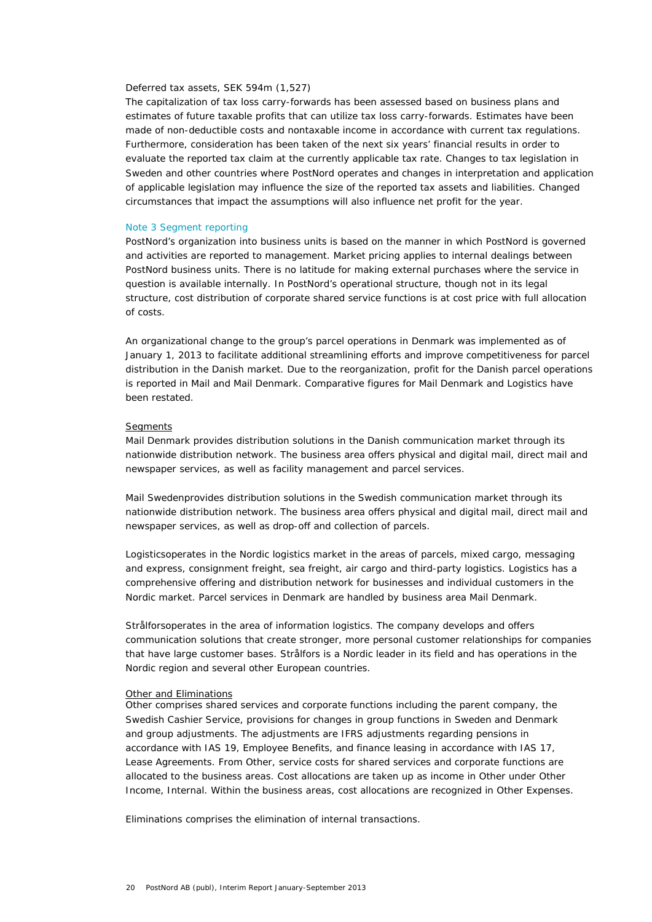Deferred tax assets, SEK 594m (1,527)

The capitalization of tax loss carry-forwards has been assessed based on business plans and estimates of future taxable profits that can utilize tax loss carry-forwards. Estimates have been made of non-deductible costs and nontaxable income in accordance with current tax regulations. Furthermore, consideration has been taken of the next six years' financial results in order to evaluate the reported tax claim at the currently applicable tax rate. Changes to tax legislation in Sweden and other countries where PostNord operates and changes in interpretation and application of applicable legislation may influence the size of the reported tax assets and liabilities. Changed circumstances that impact the assumptions will also influence net profit for the year.

## Note 3 Segment reporting

PostNord's organization into business units is based on the manner in which PostNord is governed and activities are reported to management. Market pricing applies to internal dealings between PostNord business units. There is no latitude for making external purchases where the service in question is available internally. In PostNord's operational structure, though not in its legal structure, cost distribution of corporate shared service functions is at cost price with full allocation of costs.

An organizational change to the group's parcel operations in Denmark was implemented as of January 1, 2013 to facilitate additional streamlining efforts and improve competitiveness for parcel distribution in the Danish market. Due to the reorganization, profit for the Danish parcel operations is reported in Mail and Mail Denmark. Comparative figures for Mail Denmark and Logistics have been restated.

### Segments

Mail Denmark provides distribution solutions in the Danish communication market through its nationwide distribution network. The business area offers physical and digital mail, direct mail and newspaper services, as well as facility management and parcel services.

Mail Swedenprovides distribution solutions in the Swedish communication market through its nationwide distribution network. The business area offers physical and digital mail, direct mail and newspaper services, as well as drop-off and collection of parcels.

Logisticsoperates in the Nordic logistics market in the areas of parcels, mixed cargo, messaging and express, consignment freight, sea freight, air cargo and third-party logistics. Logistics has a comprehensive offering and distribution network for businesses and individual customers in the Nordic market. Parcel services in Denmark are handled by business area Mail Denmark.

Strålforsoperates in the area of information logistics. The company develops and offers communication solutions that create stronger, more personal customer relationships for companies that have large customer bases. Strålfors is a Nordic leader in its field and has operations in the Nordic region and several other European countries.

### Other and Eliminations

Other comprises shared services and corporate functions including the parent company, the Swedish Cashier Service, provisions for changes in group functions in Sweden and Denmark and group adjustments. The adjustments are IFRS adjustments regarding pensions in accordance with IAS 19, Employee Benefits, and finance leasing in accordance with IAS 17, Lease Agreements. From Other, service costs for shared services and corporate functions are allocated to the business areas. Cost allocations are taken up as income in Other under Other Income, Internal. Within the business areas, cost allocations are recognized in Other Expenses.

Eliminations comprises the elimination of internal transactions.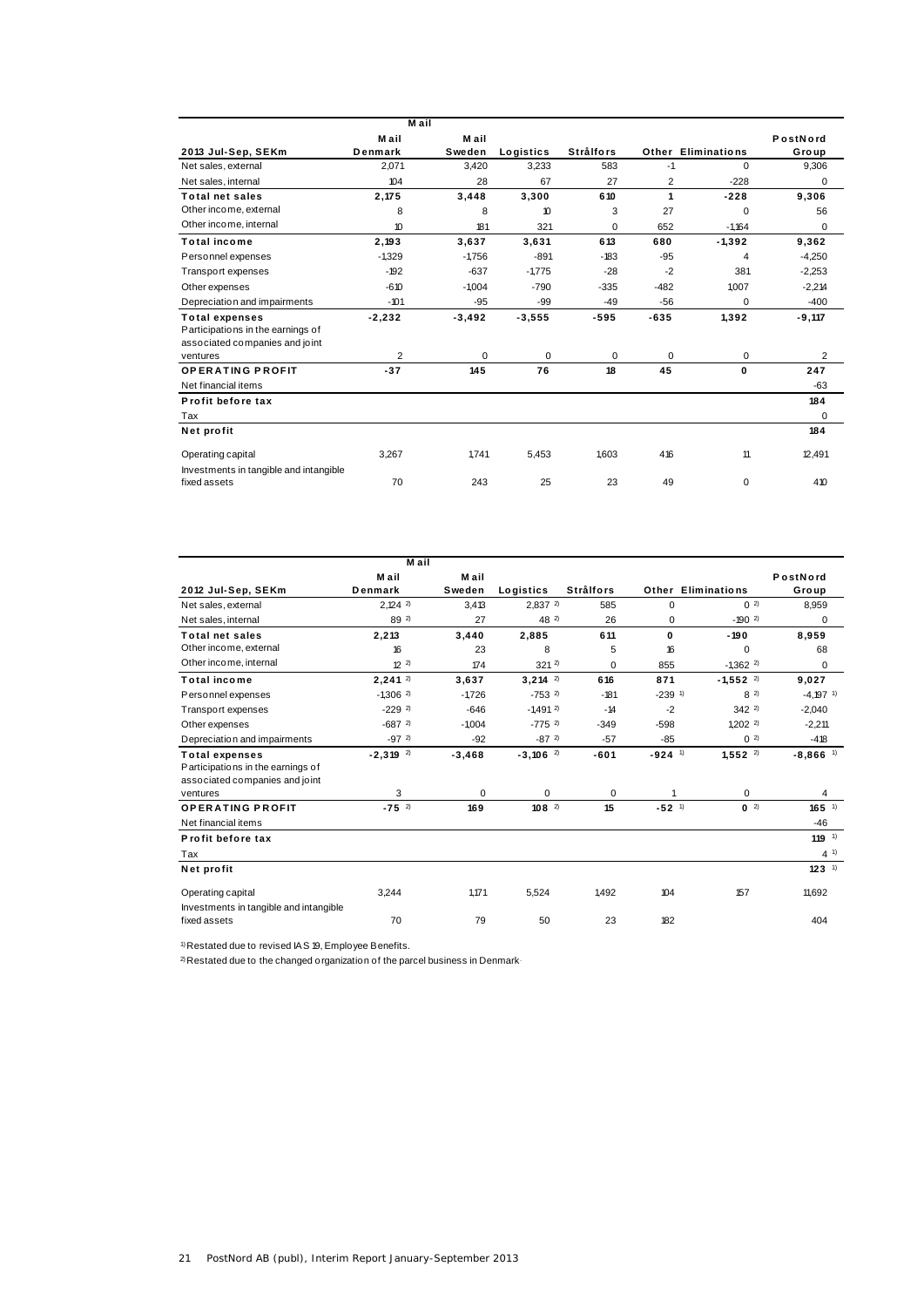| 2013 Jul-Sep, SEKm | Mail Denmark | Mail Sweden | Logistics | Strålfors | Other | Eliminations | PostNord Group |
|---|---|---|---|---|---|---|---|
| Net sales, external | 2,071 | 3,420 | 3,233 | 583 | -1 | 0 | 9,306 |
| Net sales, internal | 104 | 28 | 67 | 27 | 2 | -228 | 0 |
| **Total net sales** | **2,175** | **3,448** | **3,300** | **610** | **1** | **-228** | **9,306** |
| Other income, external | 8 | 8 | 10 | 3 | 27 | 0 | 56 |
| Other income, internal | 10 | 181 | 321 | 0 | 652 | -1,164 | 0 |
| **Total income** | **2,193** | **3,637** | **3,631** | **613** | **680** | **-1,392** | **9,362** |
| Personnel expenses | -1,329 | -1,756 | -891 | -183 | -95 | 4 | -4,250 |
| Transport expenses | -192 | -637 | -1,775 | -28 | -2 | 381 | -2,253 |
| Other expenses | -610 | -1,004 | -790 | -335 | -482 | 1,007 | -2,214 |
| Depreciation and impairments | -101 | -95 | -99 | -49 | -56 | 0 | -400 |
| **Total expenses** | **-2,232** | **-3,492** | **-3,555** | **-595** | **-635** | **1,392** | **-9,117** |
| Participations in the earnings of associated companies and joint ventures | 2 | 0 | 0 | 0 | 0 | 0 | 2 |
| **OPERATING PROFIT** | **-37** | **145** | **76** | **18** | **45** | **0** | **247** |
| Net financial items | | | | | | | -63 |
| **Profit before tax** | | | | | | | **184** |
| Tax | | | | | | | 0 |
| **Net profit** | | | | | | | **184** |
| Operating capital | 3,267 | 1,741 | 5,453 | 1,603 | 416 | 11 | 12,491 |
| Investments in tangible and intangible fixed assets | 70 | 243 | 25 | 23 | 49 | 0 | 410 |

| 2012 Jul-Sep, SEKm | Mail Denmark | Mail Sweden | Logistics | Strålfors | Other | Eliminations | PostNord Group |
|---|---|---|---|---|---|---|---|
| Net sales, external | 2,124 [2] | 3,413 | 2,837 [2] | 585 | 0 | 0 [2] | 8,959 |
| Net sales, internal | 89 [2] | 27 | 48 [2] | 26 | 0 | -190 [2] | 0 |
| **Total net sales** | **2,213** | **3,440** | **2,885** | **611** | **0** | **-190** | **8,959** |
| Other income, external | 16 | 23 | 8 | 5 | 16 | 0 | 68 |
| Other income, internal | 12 [2] | 174 | 321 [2] | 0 | 855 | -1,362 [2] | 0 |
| **Total income** | **2,241** [2] | **3,637** | **3,214** [2] | **616** | **871** | **-1,552** [2] | **9,027** |
| Personnel expenses | -1,306 [2] | -1,726 | -753 [2] | -181 | -239 [1] | 8 [2] | -4,197 [1] |
| Transport expenses | -229 [2] | -646 | -1,491 [2] | -14 | -2 | 342 [2] | -2,040 |
| Other expenses | -687 [2] | -1,004 | -775 [2] | -349 | -598 | 1,202 [2] | -2,211 |
| Depreciation and impairments | -97 [2] | -92 | -87 [2] | -57 | -85 | 0 [2] | -418 |
| **Total expenses** | **-2,319** [2] | **-3,468** | **-3,106** [2] | **-601** | **-924** [1] | **1,552** [2] | **-8,866** [1] |
| Participations in the earnings of associated companies and joint ventures | 3 | 0 | 0 | 0 | 1 | 0 | 4 |
| **OPERATING PROFIT** | **-75** [2] | **169** | **108** [2] | **15** | **-52** [1] | **0** [2] | **165** [1] |
| Net financial items | | | | | | | -46 |
| **Profit before tax** | | | | | | | **119** [1] |
| Tax | | | | | | | 4 [1] |
| **Net profit** | | | | | | | **123** [1] |
| Operating capital | 3,244 | 1,171 | 5,524 | 1,492 | 104 | 157 | 11,692 |
| Investments in tangible and intangible fixed assets | 70 | 79 | 50 | 23 | 182 | | 404 |

[1] Restated due to revised IAS 19, Employee Benefits.

[2] Restated due to the changed organization of the parcel business in Denmark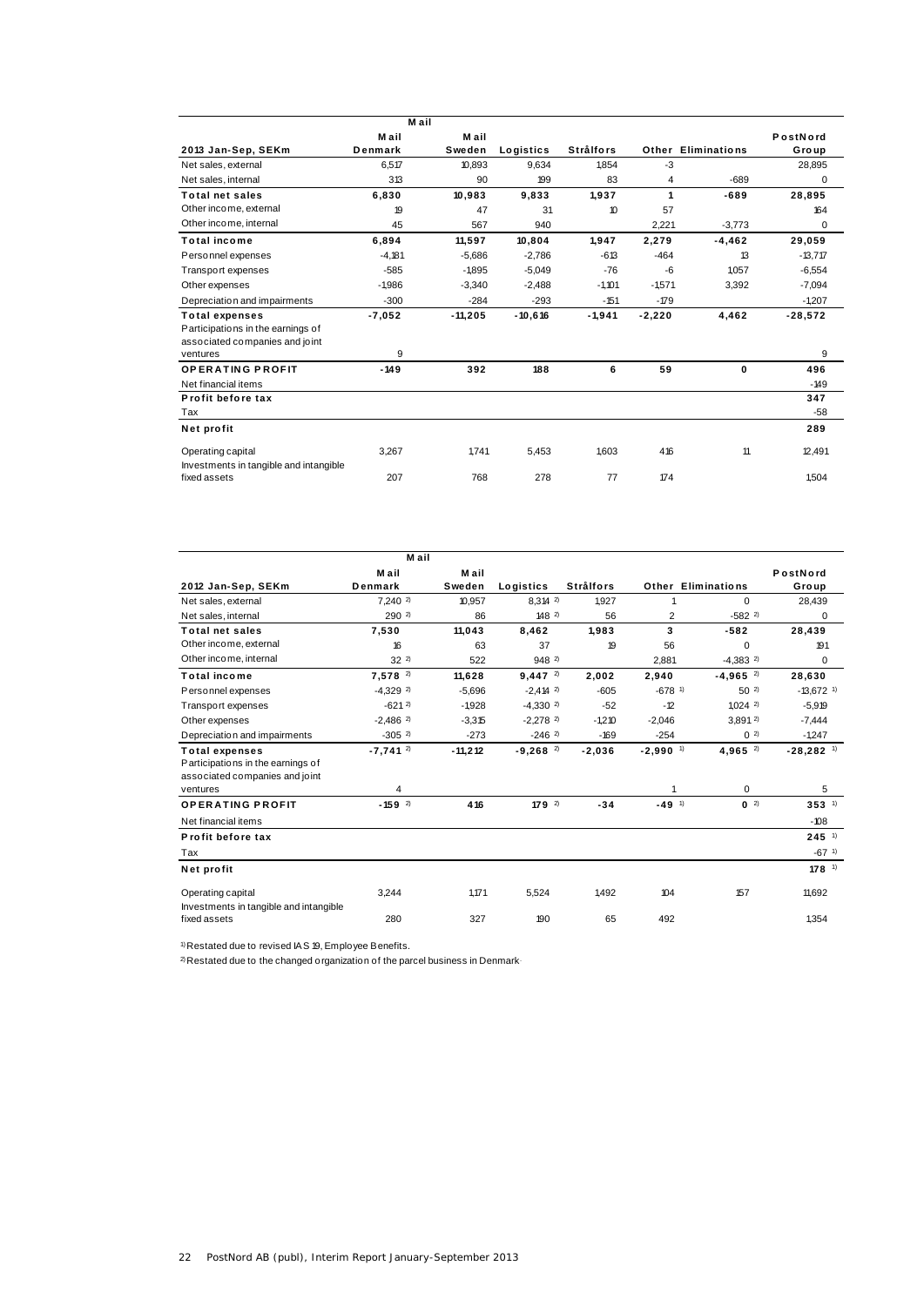| 2013 Jan-Sep, SEKm | Mail Denmark | Mail Sweden | Logistics | Strålfors | Other | Eliminations | PostNord Group |
|---|---|---|---|---|---|---|---|
| Net sales, external | 6,517 | 10,893 | 9,634 | 1,854 | -3 | | 28,895 |
| Net sales, internal | 313 | 90 | 199 | 83 | 4 | -689 | 0 |
| **Total net sales** | **6,830** | **10,983** | **9,833** | **1,937** | **1** | **-689** | **28,895** |
| Other income, external | 19 | 47 | 31 | 10 | 57 | | 164 |
| Other income, internal | 45 | 567 | 940 | | 2,221 | -3,773 | 0 |
| **Total income** | **6,894** | **11,597** | **10,804** | **1,947** | **2,279** | **-4,462** | **29,059** |
| Personnel expenses | -4,181 | -5,686 | -2,786 | -613 | -464 | 13 | -13,717 |
| Transport expenses | -585 | -1,895 | -5,049 | -76 | -6 | 1,057 | -6,554 |
| Other expenses | -1,986 | -3,340 | -2,488 | -1,101 | -1,571 | 3,392 | -7,094 |
| Depreciation and impairments | -300 | -284 | -293 | -151 | -179 | | -1,207 |
| **Total expenses** | **-7,052** | **-11,205** | **-10,616** | **-1,941** | **-2,220** | **4,462** | **-28,572** |
| Participations in the earnings of associated companies and joint ventures | 9 | | | | | | 9 |
| **OPERATING PROFIT** | **-149** | **392** | **188** | **6** | **59** | **0** | **496** |
| Net financial items | | | | | | | -149 |
| **Profit before tax** | | | | | | | **347** |
| Tax | | | | | | | -58 |
| **Net profit** | | | | | | | **289** |
| Operating capital | 3,267 | 1,741 | 5,453 | 1,603 | 416 | 11 | 12,491 |
| Investments in tangible and intangible fixed assets | 207 | 768 | 278 | 77 | 174 | | 1,504 |

| 2012 Jan-Sep, SEKm | Mail Denmark | Mail Sweden | Logistics | Strålfors | Other | Eliminations | PostNord Group |
|---|---|---|---|---|---|---|---|
| Net sales, external | 7,240 [2] | 10,957 | 8,314 [2] | 1,927 | 1 | 0 | 28,439 |
| Net sales, internal | 290 [2] | 86 | 148 [2] | 56 | 2 | -582 [2] | 0 |
| **Total net sales** | **7,530** | **11,043** | **8,462** | **1,983** | **3** | **-582** | **28,439** |
| Other income, external | 16 | 63 | 37 | 19 | 56 | 0 | 191 |
| Other income, internal | 32 [2] | 522 | 948 [2] | | 2,881 | -4,383 [2] | 0 |
| **Total income** | **7,578** [2] | **11,628** | **9,447** [2] | **2,002** | **2,940** | **-4,965** [2] | **28,630** |
| Personnel expenses | -4,329 [2] | -5,696 | -2,414 [2] | -605 | -678 [1] | 50 [2] | -13,672 [1] |
| Transport expenses | -621 [2] | -1,928 | -4,330 [2] | -52 | -12 | 1,024 [2] | -5,919 |
| Other expenses | -2,486 [2] | -3,315 | -2,278 [2] | -1,210 | -2,046 | 3,891 [2] | -7,444 |
| Depreciation and impairments | -305 [2] | -273 | -246 [2] | -169 | -254 | 0 [2] | -1,247 |
| **Total expenses** | **-7,741** [2] | **-11,212** | **-9,268** [2] | **-2,036** | **-2,990** [1] | **4,965** [2] | **-28,282** [1] |
| Participations in the earnings of associated companies and joint ventures | 4 | | | | 1 | 0 | 5 |
| **OPERATING PROFIT** | **-159** [2] | **416** | **179** [2] | **-34** | **-49** [1] | **0** [2] | **353** [1] |
| Net financial items | | | | | | | -108 |
| **Profit before tax** | | | | | | | **245** [1] |
| Tax | | | | | | | -67 [1] |
| **Net profit** | | | | | | | **178** [1] |
| Operating capital | 3,244 | 1,171 | 5,524 | 1,492 | 104 | 157 | 11,692 |
| Investments in tangible and intangible fixed assets | 280 | 327 | 190 | 65 | 492 | | 1,354 |

[1] Restated due to revised IAS 19, Employee Benefits.

[2] Restated due to the changed organization of the parcel business in Denmark.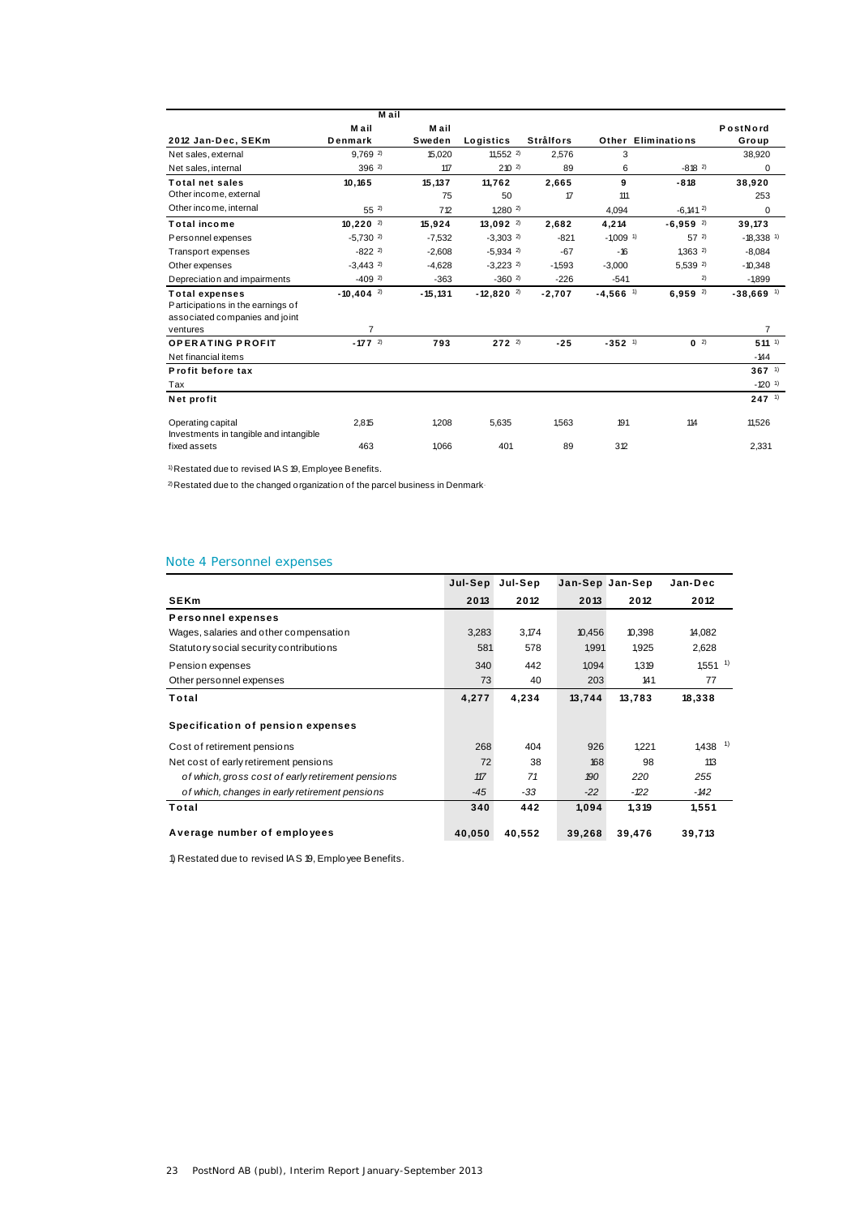| 2012 Jan-Dec, SEKm | Mail Denmark | Mail Sweden | Logistics | Strålfors | Other | Eliminations | PostNord Group |
|---|---|---|---|---|---|---|---|
| Net sales, external | 9,769 [2] | 15,020 | 11,552 [2] | 2,576 | 3 | | 38,920 |
| Net sales, internal | 396 [2] | 117 | 210 [2] | 89 | 6 | -818 [2] | 0 |
| **Total net sales** | **10,165** | **15,137** | **11,762** | **2,665** | **9** | **-818** | **38,920** |
| Other income, external | | 75 | 50 | 17 | 111 | | 253 |
| Other income, internal | 55 [2] | 712 | 1,280 [2] | | 4,094 | -6,141 [2] | 0 |
| **Total income** | **10,220** [2] | **15,924** | **13,092** [2] | **2,682** | **4,214** | **-6,959** [2] | **39,173** |
| Personnel expenses | -5,730 [2] | -7,532 | -3,303 [2] | -821 | -1,009 [1] | 57 [2] | -18,338 [1] |
| Transport expenses | -822 [2] | -2,608 | -5,934 [2] | -67 | -16 | 1,363 [2] | -8,084 |
| Other expenses | -3,443 [2] | -4,628 | -3,223 [2] | -1,593 | -3,000 | 5,539 [2] | -10,348 |
| Depreciation and impairments | -409 [2] | -363 | -360 [2] | -226 | -541 | [2] | -1,899 |
| **Total expenses** | **-10,404** [2] | **-15,131** | **-12,820** [2] | **-2,707** | **-4,566** [1] | **6,959** [2] | **-38,669** [1] |
| Participations in the earnings of associated companies and joint ventures | 7 | | | | | | 7 |
| **OPERATING PROFIT** | **-177** [2] | **793** | **272** [2] | **-25** | **-352** [1] | **0** [2] | **511** [1] |
| Net financial items | | | | | | | -144 |
| **Profit before tax** | | | | | | | **367** [1] |
| Tax | | | | | | | -120 [1] |
| **Net profit** | | | | | | | **247** [1] |
| Operating capital | 2,815 | 1,208 | 5,635 | 1,563 | 191 | 114 | 11,526 |
| Investments in tangible and intangible fixed assets | 463 | 1,066 | 401 | 89 | 312 | | 2,331 |

[1] Restated due to revised IAS 19, Employee Benefits.

[2] Restated due to the changed organization of the parcel business in Denmark

## Note 4 Personnel expenses

| SEKm | Jul-Sep 2013 | Jul-Sep 2012 | Jan-Sep 2013 | Jan-Sep 2012 | Jan-Dec 2012 |
|---|---|---|---|---|---|
| **Personnel expenses** | | | | | |
| Wages, salaries and other compensation | 3,283 | 3,174 | 10,456 | 10,398 | 14,082 |
| Statutory social security contributions | 581 | 578 | 1,991 | 1,925 | 2,628 |
| Pension expenses | 340 | 442 | 1,094 | 1,319 | 1,551 [1] |
| Other personnel expenses | 73 | 40 | 203 | 141 | 77 |
| **Total** | **4,277** | **4,234** | **13,744** | **13,783** | **18,338** |
| **Specification of pension expenses** | | | | | |
| Cost of retirement pensions | 268 | 404 | 926 | 1,221 | 1,438 [1] |
| Net cost of early retirement pensions | 72 | 38 | 168 | 98 | 113 |
| *of which, gross cost of early retirement pensions* | *117* | *71* | *190* | *220* | *255* |
| *of which, changes in early retirement pensions* | *-45* | *-33* | *-22* | *-122* | *-142* |
| **Total** | **340** | **442** | **1,094** | **1,319** | **1,551** |
| **Average number of employees** | **40,050** | **40,552** | **39,268** | **39,476** | **39,713** |

1) Restated due to revised IAS 19, Employee Benefits.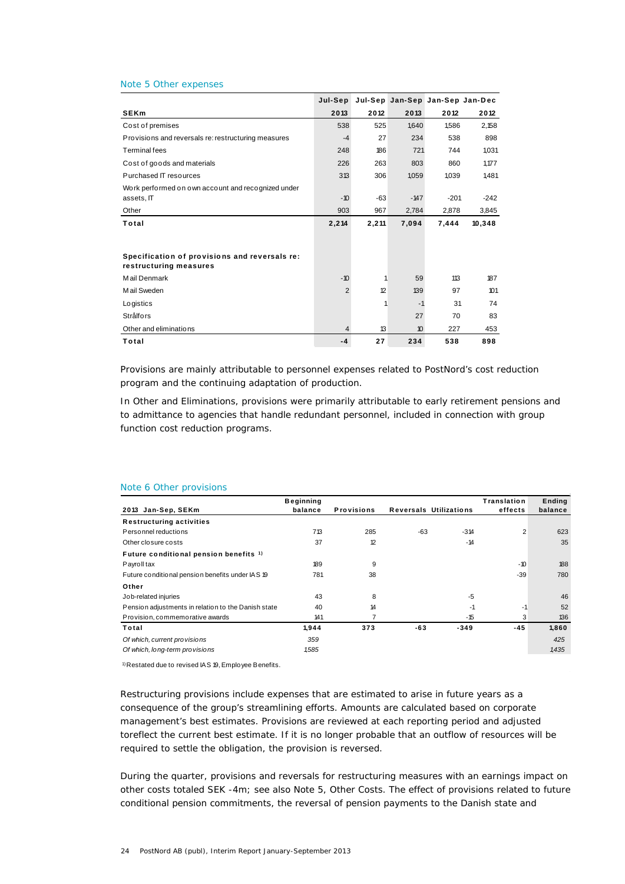## Note 5 Other expenses

| SEKm | Jul-Sep 2013 | Jul-Sep 2012 | Jan-Sep 2013 | Jan-Sep 2012 | Jan-Dec 2012 |
|---|---|---|---|---|---|
| Cost of premises | 538 | 525 | 1,640 | 1,586 | 2,158 |
| Provisions and reversals re: restructuring measures | -4 | 27 | 234 | 538 | 898 |
| Terminal fees | 248 | 186 | 721 | 744 | 1,031 |
| Cost of goods and materials | 226 | 263 | 803 | 860 | 1,177 |
| Purchased IT resources | 313 | 306 | 1,059 | 1,039 | 1,481 |
| Work performed on own account and recognized under assets, IT | -10 | -63 | -147 | -201 | -242 |
| Other | 903 | 967 | 2,784 | 2,878 | 3,845 |
| **Total** | **2,214** | **2,211** | **7,094** | **7,444** | **10,348** |
| | | | | | |
| **Specification of provisions and reversals re: restructuring measures** | | | | | |
| Mail Denmark | -10 | 1 | 59 | 113 | 187 |
| Mail Sweden | 2 | 12 | 139 | 97 | 101 |
| Logistics | | 1 | -1 | 31 | 74 |
| Strålfors | | | 27 | 70 | 83 |
| Other and eliminations | 4 | 13 | 10 | 227 | 453 |
| **Total** | **-4** | **27** | **234** | **538** | **898** |

Provisions are mainly attributable to personnel expenses related to PostNord's cost reduction program and the continuing adaptation of production.

In Other and Eliminations, provisions were primarily attributable to early retirement pensions and to admittance to agencies that handle redundant personnel, included in connection with group function cost reduction programs.

## Note 6 Other provisions

| 2013 Jan-Sep, SEKm | Beginning balance | Provisions | Reversals | Utilizations | Translation effects | Ending balance |
|---|---|---|---|---|---|---|
| **Restructuring activities** | | | | | | |
| Personnel reductions | 713 | 285 | -63 | -314 | 2 | 623 |
| Other closure costs | 37 | 12 | | -14 | | 35 |
| **Future conditional pension benefits [1]** | | | | | | |
| Payroll tax | 189 | 9 | | | -10 | 188 |
| Future conditional pension benefits under IAS 19 | 781 | 38 | | | -39 | 780 |
| **Other** | | | | | | |
| Job-related injuries | 43 | 8 | | -5 | | 46 |
| Pension adjustments in relation to the Danish state | 40 | 14 | | -1 | -1 | 52 |
| Provision, commemorative awards | 141 | 7 | | -15 | 3 | 136 |
| **Total** | **1,944** | **373** | **-63** | **-349** | **-45** | **1,860** |
| *Of which, current provisions* | *359* | | | | | *425* |
| *Of which, long-term provisions* | *1585* | | | | | *1,435* |

[1] Restated due to revised IAS 19, Employee Benefits.

Restructuring provisions include expenses that are estimated to arise in future years as a consequence of the group's streamlining efforts. Amounts are calculated based on corporate management's best estimates. Provisions are reviewed at each reporting period and adjusted toreflect the current best estimate. If it is no longer probable that an outflow of resources will be required to settle the obligation, the provision is reversed.

During the quarter, provisions and reversals for restructuring measures with an earnings impact on other costs totaled SEK -4m; see also Note 5, Other Costs. The effect of provisions related to future conditional pension commitments, the reversal of pension payments to the Danish state and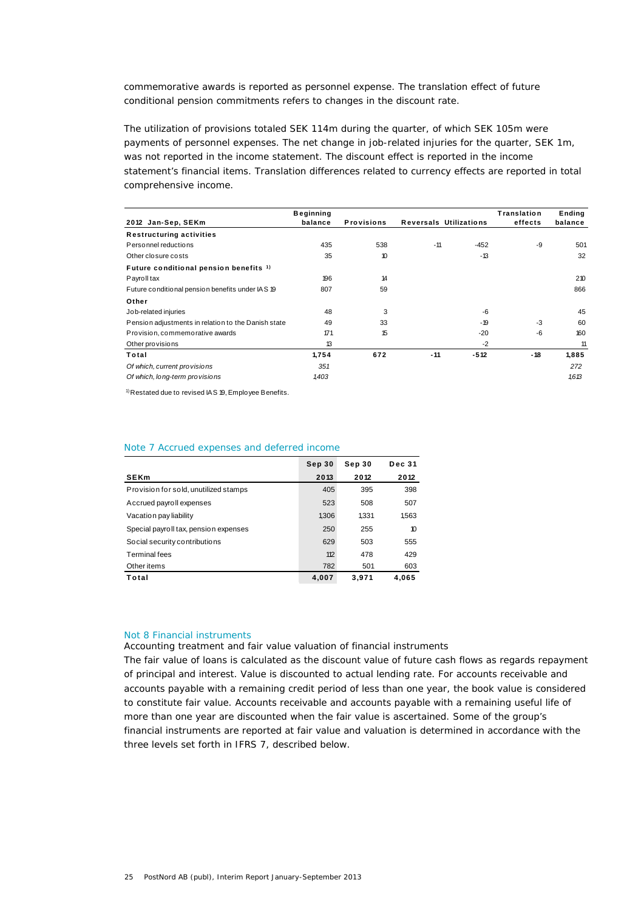commemorative awards is reported as personnel expense. The translation effect of future conditional pension commitments refers to changes in the discount rate.

The utilization of provisions totaled SEK 114m during the quarter, of which SEK 105m were payments of personnel expenses. The net change in job-related injuries for the quarter, SEK 1m, was not reported in the income statement. The discount effect is reported in the income statement's financial items. Translation differences related to currency effects are reported in total comprehensive income.

| 2012 Jan-Sep, SEKm | Beginning balance | Provisions | Reversals | Utilizations | Translation effects | Ending balance |
|---|---|---|---|---|---|---|
| **Restructuring activities** | | | | | | |
| Personnel reductions | 435 | 538 | -11 | -452 | -9 | 501 |
| Other closure costs | 35 | 10 | | -13 | | 32 |
| **Future conditional pension benefits** [1] | | | | | | |
| Payroll tax | 196 | 14 | | | | 210 |
| Future conditional pension benefits under IAS 19 | 807 | 59 | | | | 866 |
| **Other** | | | | | | |
| Job-related injuries | 48 | 3 | | -6 | | 45 |
| Pension adjustments in relation to the Danish state | 49 | 33 | | -19 | -3 | 60 |
| Provision, commemorative awards | 171 | 15 | | -20 | -6 | 160 |
| Other provisions | 13 | | | -2 | | 11 |
| **Total** | **1,754** | **672** | **-11** | **-512** | **-18** | **1,885** |
| *Of which, current provisions* | *351* | | | | | *272* |
| *Of which, long-term provisions* | *1403* | | | | | *1613* |

[1] Restated due to revised IAS 19, Employee Benefits.

## Note 7 Accrued expenses and deferred income

| SEKm | Sep 30 2013 | Sep 30 2012 | Dec 31 2012 |
|---|---|---|---|
| Provision for sold, unutilized stamps | 405 | 395 | 398 |
| Accrued payroll expenses | 523 | 508 | 507 |
| Vacation pay liability | 1,306 | 1,331 | 1,563 |
| Special payroll tax, pension expenses | 250 | 255 | 10 |
| Social security contributions | 629 | 503 | 555 |
| Terminal fees | 112 | 478 | 429 |
| Other items | 782 | 501 | 603 |
| **Total** | **4,007** | **3,971** | **4,065** |

## Not 8 Financial instruments

Accounting treatment and fair value valuation of financial instruments

The fair value of loans is calculated as the discount value of future cash flows as regards repayment of principal and interest. Value is discounted to actual lending rate. For accounts receivable and accounts payable with a remaining credit period of less than one year, the book value is considered to constitute fair value. Accounts receivable and accounts payable with a remaining useful life of more than one year are discounted when the fair value is ascertained. Some of the group's financial instruments are reported at fair value and valuation is determined in accordance with the three levels set forth in IFRS 7, described below.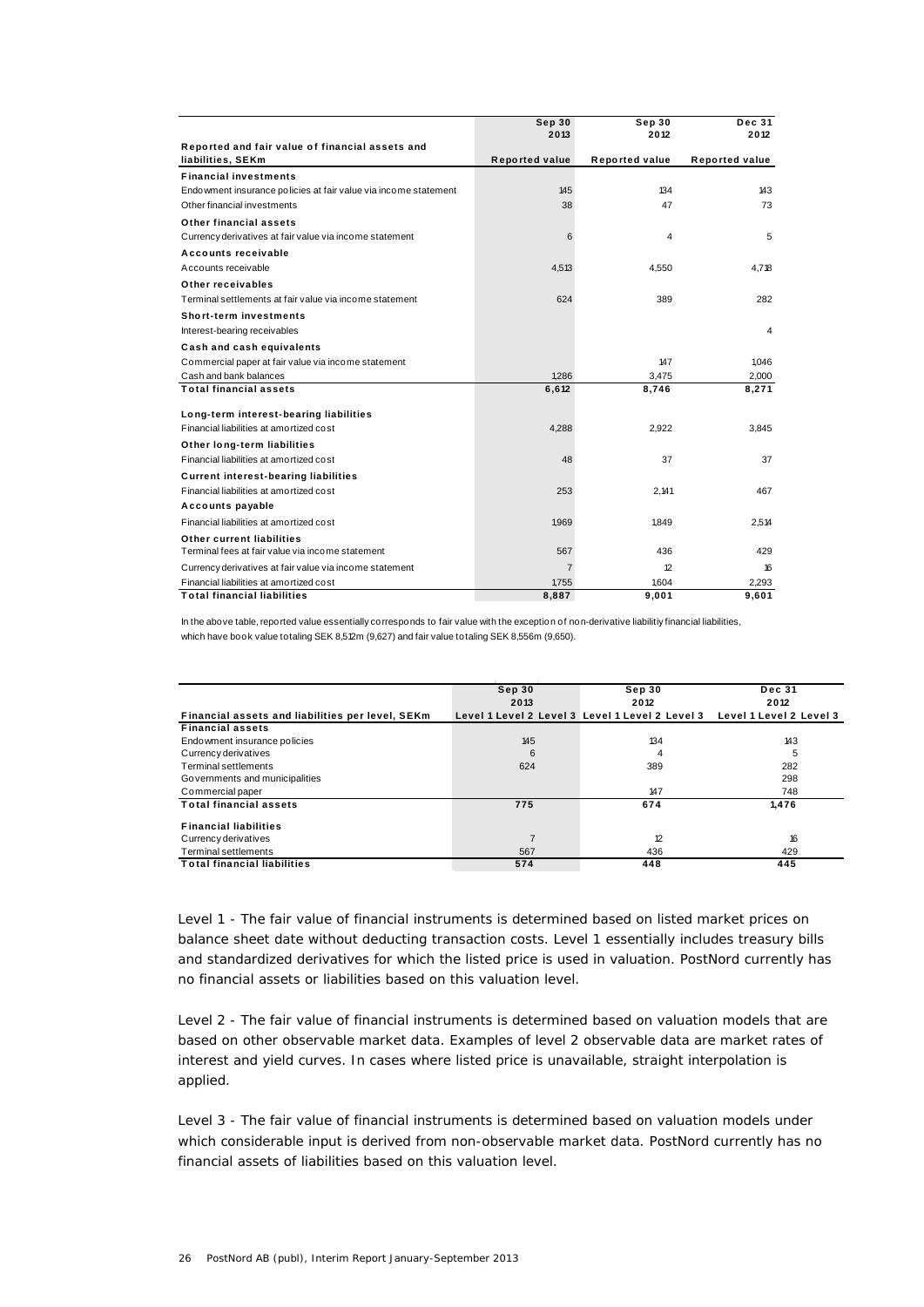| Reported and fair value of financial assets and liabilities, SEKm | Sep 30 2013 Reported value | Sep 30 2012 Reported value | Dec 31 2012 Reported value |
|---|---|---|---|
| **Financial investments** | | | |
| Endowment insurance policies at fair value via income statement | 145 | 134 | 143 |
| Other financial investments | 38 | 47 | 73 |
| **Other financial assets** | | | |
| Currency derivatives at fair value via income statement | 6 | 4 | 5 |
| **Accounts receivable** | | | |
| Accounts receivable | 4,513 | 4,550 | 4,718 |
| **Other receivables** | | | |
| Terminal settlements at fair value via income statement | 624 | 389 | 282 |
| **Short-term investments** | | | |
| Interest-bearing receivables | | | 4 |
| **Cash and cash equivalents** | | | |
| Commercial paper at fair value via income statement | | 147 | 1,046 |
| Cash and bank balances | 1,286 | 3,475 | 2,000 |
| **Total financial assets** | **6,612** | **8,746** | **8,271** |
| **Long-term interest-bearing liabilities** | | | |
| Financial liabilities at amortized cost | 4,288 | 2,922 | 3,845 |
| **Other long-term liabilities** | | | |
| Financial liabilities at amortized cost | 48 | 37 | 37 |
| **Current interest-bearing liabilities** | | | |
| Financial liabilities at amortized cost | 253 | 2,141 | 467 |
| **Accounts payable** | | | |
| Financial liabilities at amortized cost | 1,969 | 1,849 | 2,514 |
| **Other current liabilities** | | | |
| Terminal fees at fair value via income statement | 567 | 436 | 429 |
| Currency derivatives at fair value via income statement | 7 | 12 | 16 |
| Financial liabilities at amortized cost | 1,755 | 1,604 | 2,293 |
| **Total financial liabilities** | **8,887** | **9,001** | **9,601** |

In the above table, reported value essentially corresponds to fair value with the exception of non-derivative liabilitiy financial liabilities, which have book value totaling SEK 8,512m (9,627) and fair value totaling SEK 8,556m (9,650).

| Financial assets and liabilities per level, SEKm | Sep 30 2013 Level 1 | Sep 30 2013 Level 2 | Sep 30 2013 Level 3 | Sep 30 2012 Level 1 | Sep 30 2012 Level 2 | Sep 30 2012 Level 3 | Dec 31 2012 Level 1 | Dec 31 2012 Level 2 | Dec 31 2012 Level 3 |
|---|---|---|---|---|---|---|---|---|---|
| **Financial assets** | | | | | | | | | |
| Endowment insurance policies | | 145 | | | 134 | | | 143 | |
| Currency derivatives | | 6 | | | 4 | | | 5 | |
| Terminal settlements | | 624 | | | 389 | | | 282 | |
| Governments and municipalities | | | | | | | | 298 | |
| Commercial paper | | | | | 147 | | | 748 | |
| **Total financial assets** | | **775** | | | **674** | | | **1,476** | |
| **Financial liabilities** | | | | | | | | | |
| Currency derivatives | | 7 | | | 12 | | | 16 | |
| Terminal settlements | | 567 | | | 436 | | | 429 | |
| **Total financial liabilities** | | **574** | | | **448** | | | **445** | |

*Level 1 - The fair value of financial instruments is determined based on listed market prices on balance sheet date without deducting transaction costs. Level 1 essentially includes treasury bills and standardized derivatives for which the listed price is used in valuation. PostNord currently has no financial assets or liabilities based on this valuation level.*

*Level 2 - The fair value of financial instruments is determined based on valuation models that are based on other observable market data. Examples of level 2 observable data are market rates of interest and yield curves. In cases where listed price is unavailable, straight interpolation is applied.*

*Level 3 - The fair value of financial instruments is determined based on valuation models under which considerable input is derived from non-observable market data. PostNord currently has no financial assets of liabilities based on this valuation level.*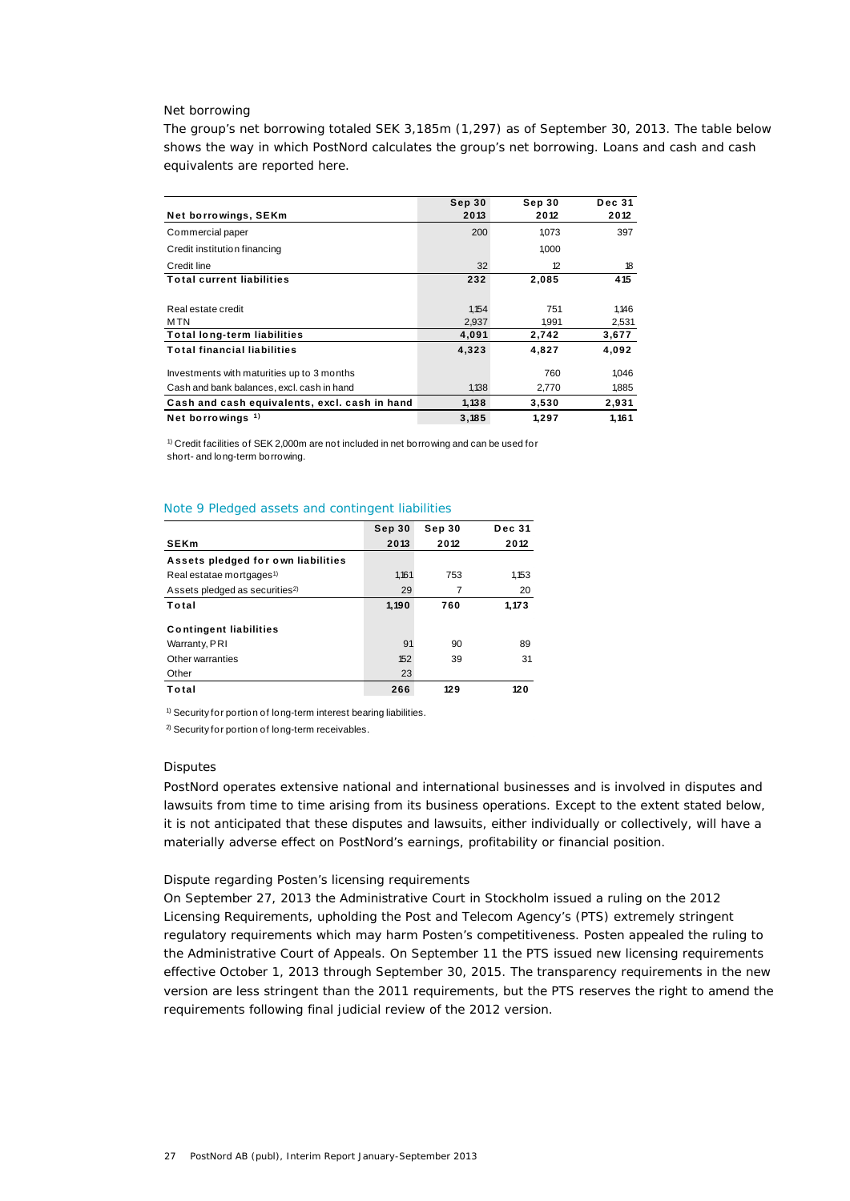### Net borrowing

The group's net borrowing totaled SEK 3,185m (1,297) as of September 30, 2013. The table below shows the way in which PostNord calculates the group's net borrowing. Loans and cash and cash equivalents are reported here.

| Net borrowings, SEKm | Sep 30 2013 | Sep 30 2012 | Dec 31 2012 |
|---|---|---|---|
| Commercial paper | 200 | 1,073 | 397 |
| Credit institution financing | | 1,000 | |
| Credit line | 32 | 12 | 18 |
| **Total current liabilities** | **232** | **2,085** | **415** |
| Real estate credit | 1,154 | 751 | 1,146 |
| MTN | 2,937 | 1,991 | 2,531 |
| **Total long-term liabilities** | **4,091** | **2,742** | **3,677** |
| **Total financial liabilities** | **4,323** | **4,827** | **4,092** |
| Investments with maturities up to 3 months | | 760 | 1,046 |
| Cash and bank balances, excl. cash in hand | 1,138 | 2,770 | 1,885 |
| **Cash and cash equivalents, excl. cash in hand** | **1,138** | **3,530** | **2,931** |
| **Net borrowings [1]** | **3,185** | **1,297** | **1,161** |

[1] Credit facilities of SEK 2,000m are not included in net borrowing and can be used for short- and long-term borrowing.

## Note 9 Pledged assets and contingent liabilities

| SEKm | Sep 30 2013 | Sep 30 2012 | Dec 31 2012 |
|---|---|---|---|
| **Assets pledged for own liabilities** | | | |
| Real estatae mortgages[1] | 1,161 | 753 | 1,153 |
| Assets pledged as securities[2] | 29 | 7 | 20 |
| **Total** | **1,190** | **760** | **1,173** |
| **Contingent liabilities** | | | |
| Warranty, PRI | 91 | 90 | 89 |
| Other warranties | 152 | 39 | 31 |
| Other | 23 | | |
| **Total** | **266** | **129** | **120** |

[1] Security for portion of long-term interest bearing liabilities.

[2] Security for portion of long-term receivables.

### Disputes

PostNord operates extensive national and international businesses and is involved in disputes and lawsuits from time to time arising from its business operations. Except to the extent stated below, it is not anticipated that these disputes and lawsuits, either individually or collectively, will have a materially adverse effect on PostNord's earnings, profitability or financial position.

### Dispute regarding Posten's licensing requirements

On September 27, 2013 the Administrative Court in Stockholm issued a ruling on the 2012 Licensing Requirements, upholding the Post and Telecom Agency's (PTS) extremely stringent regulatory requirements which may harm Posten's competitiveness. Posten appealed the ruling to the Administrative Court of Appeals. On September 11 the PTS issued new licensing requirements effective October 1, 2013 through September 30, 2015. The transparency requirements in the new version are less stringent than the 2011 requirements, but the PTS reserves the right to amend the requirements following final judicial review of the 2012 version.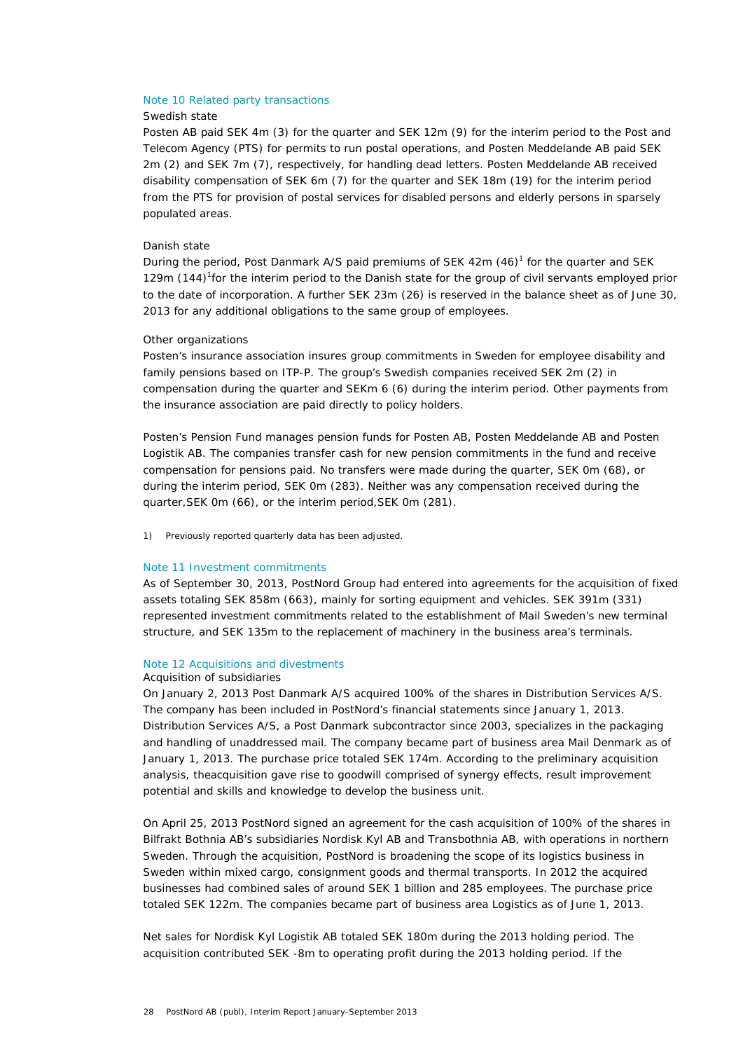## Note 10 Related party transactions

Swedish state

Posten AB paid SEK 4m (3) for the quarter and SEK 12m (9) for the interim period to the Post and Telecom Agency (PTS) for permits to run postal operations, and Posten Meddelande AB paid SEK 2m (2) and SEK 7m (7), respectively, for handling dead letters. Posten Meddelande AB received disability compensation of SEK 6m (7) for the quarter and SEK 18m (19) for the interim period from the PTS for provision of postal services for disabled persons and elderly persons in sparsely populated areas.

Danish state

During the period, Post Danmark A/S paid premiums of SEK 42m (46)[1] for the quarter and SEK 129m (144)[1]for the interim period to the Danish state for the group of civil servants employed prior to the date of incorporation. A further SEK 23m (26) is reserved in the balance sheet as of June 30, 2013 for any additional obligations to the same group of employees.

Other organizations

Posten's insurance association insures group commitments in Sweden for employee disability and family pensions based on ITP-P. The group's Swedish companies received SEK 2m (2) in compensation during the quarter and SEKm 6 (6) during the interim period. Other payments from the insurance association are paid directly to policy holders.

Posten's Pension Fund manages pension funds for Posten AB, Posten Meddelande AB and Posten Logistik AB. The companies transfer cash for new pension commitments in the fund and receive compensation for pensions paid. No transfers were made during the quarter, SEK 0m (68), or during the interim period, SEK 0m (283). Neither was any compensation received during the quarter,SEK 0m (66), or the interim period,SEK 0m (281).

1) Previously reported quarterly data has been adjusted.

## Note 11 Investment commitments

As of September 30, 2013, PostNord Group had entered into agreements for the acquisition of fixed assets totaling SEK 858m (663), mainly for sorting equipment and vehicles. SEK 391m (331) represented investment commitments related to the establishment of Mail Sweden's new terminal structure, and SEK 135m to the replacement of machinery in the business area's terminals.

## Note 12 Acquisitions and divestments

Acquisition of subsidiaries

On January 2, 2013 Post Danmark A/S acquired 100% of the shares in Distribution Services A/S. The company has been included in PostNord's financial statements since January 1, 2013. Distribution Services A/S, a Post Danmark subcontractor since 2003, specializes in the packaging and handling of unaddressed mail. The company became part of business area Mail Denmark as of January 1, 2013. The purchase price totaled SEK 174m. According to the preliminary acquisition analysis, theacquisition gave rise to goodwill comprised of synergy effects, result improvement potential and skills and knowledge to develop the business unit.

On April 25, 2013 PostNord signed an agreement for the cash acquisition of 100% of the shares in Bilfrakt Bothnia AB's subsidiaries Nordisk Kyl AB and Transbothnia AB, with operations in northern Sweden. Through the acquisition, PostNord is broadening the scope of its logistics business in Sweden within mixed cargo, consignment goods and thermal transports. In 2012 the acquired businesses had combined sales of around SEK 1 billion and 285 employees. The purchase price totaled SEK 122m. The companies became part of business area Logistics as of June 1, 2013.

Net sales for Nordisk Kyl Logistik AB totaled SEK 180m during the 2013 holding period. The acquisition contributed SEK -8m to operating profit during the 2013 holding period. If the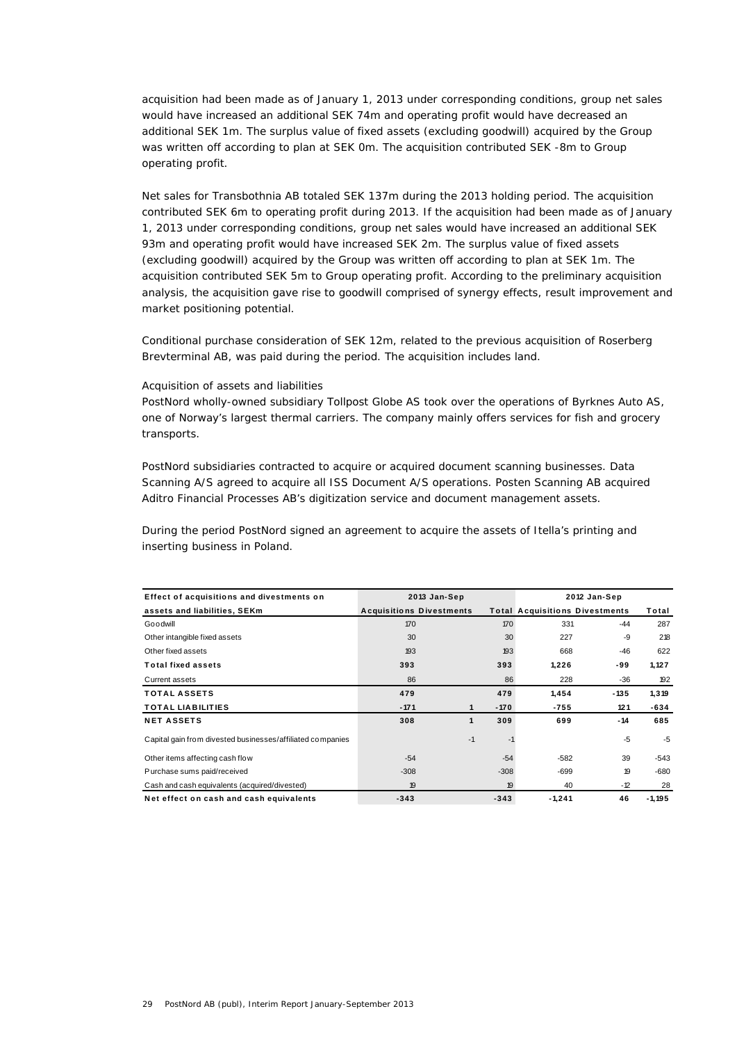acquisition had been made as of January 1, 2013 under corresponding conditions, group net sales would have increased an additional SEK 74m and operating profit would have decreased an additional SEK 1m. The surplus value of fixed assets (excluding goodwill) acquired by the Group was written off according to plan at SEK 0m. The acquisition contributed SEK -8m to Group operating profit.

Net sales for Transbothnia AB totaled SEK 137m during the 2013 holding period. The acquisition contributed SEK 6m to operating profit during 2013. If the acquisition had been made as of January 1, 2013 under corresponding conditions, group net sales would have increased an additional SEK 93m and operating profit would have increased SEK 2m. The surplus value of fixed assets (excluding goodwill) acquired by the Group was written off according to plan at SEK 1m. The acquisition contributed SEK 5m to Group operating profit. According to the preliminary acquisition analysis, the acquisition gave rise to goodwill comprised of synergy effects, result improvement and market positioning potential.

Conditional purchase consideration of SEK 12m, related to the previous acquisition of Roserberg Brevterminal AB, was paid during the period. The acquisition includes land.

*Acquisition of assets and liabilities*

PostNord wholly-owned subsidiary Tollpost Globe AS took over the operations of Byrknes Auto AS, one of Norway's largest thermal carriers. The company mainly offers services for fish and grocery transports.

PostNord subsidiaries contracted to acquire or acquired document scanning businesses. Data Scanning A/S agreed to acquire all ISS Document A/S operations. Posten Scanning AB acquired Aditro Financial Processes AB's digitization service and document management assets.

During the period PostNord signed an agreement to acquire the assets of Itella's printing and inserting business in Poland.

| Effect of acquisitions and divestments on assets and liabilities, SEKm | 2013 Jan-Sep | | | 2012 Jan-Sep | | |
|---|---|---|---|---|---|---|
| | Acquisitions | Divestments | Total | Acquisitions | Divestments | Total |
| Goodwill | 170 | | 170 | 331 | -44 | 287 |
| Other intangible fixed assets | 30 | | 30 | 227 | -9 | 218 |
| Other fixed assets | 193 | | 193 | 668 | -46 | 622 |
| **Total fixed assets** | **393** | | **393** | **1,226** | **-99** | **1,127** |
| Current assets | 86 | | 86 | 228 | -36 | 192 |
| **TOTAL ASSETS** | **479** | | **479** | **1,454** | **-135** | **1,319** |
| **TOTAL LIABILITIES** | **-171** | **1** | **-170** | **-755** | **121** | **-634** |
| **NET ASSETS** | **308** | **1** | **309** | **699** | **-14** | **685** |
| Capital gain from divested businesses/affiliated companies | | -1 | -1 | | -5 | -5 |
| Other items affecting cash flow | -54 | | -54 | -582 | 39 | -543 |
| Purchase sums paid/received | -308 | | -308 | -699 | 19 | -680 |
| Cash and cash equivalents (acquired/divested) | 19 | | 19 | 40 | -12 | 28 |
| **Net effect on cash and cash equivalents** | **-343** | | **-343** | **-1,241** | **46** | **-1,195** |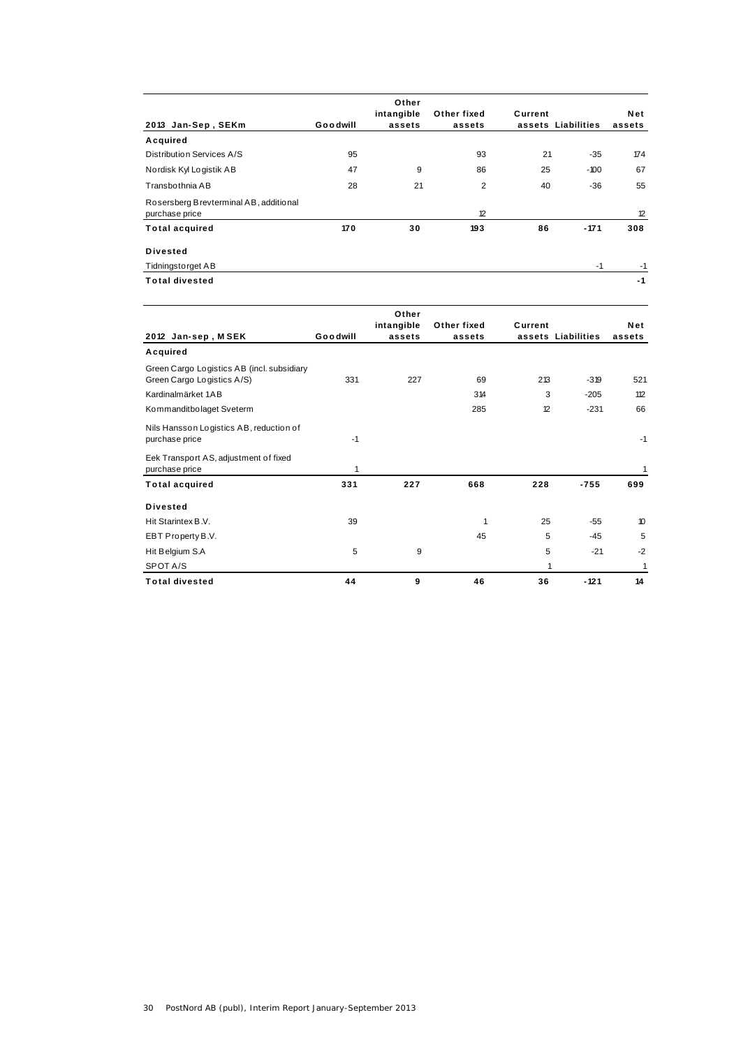| 2013 Jan-Sep, SEKm | Goodwill | Other intangible assets | Other fixed assets | Current assets | Liabilities | Net assets |
|---|---|---|---|---|---|---|
| **Acquired** | | | | | | |
| Distribution Services A/S | 95 | | 93 | 21 | -35 | 174 |
| Nordisk Kyl Logistik AB | 47 | 9 | 86 | 25 | -100 | 67 |
| Transbothnia AB | 28 | 21 | 2 | 40 | -36 | 55 |
| Rosersberg Brevterminal AB, additional purchase price | | | 12 | | | 12 |
| **Total acquired** | **170** | **30** | **193** | **86** | **-171** | **308** |
| **Divested** | | | | | | |
| Tidningstorget AB | | | | | -1 | -1 |
| **Total divested** | | | | | | **-1** |

| 2012 Jan-sep, MSEK | Goodwill | Other intangible assets | Other fixed assets | Current assets | Liabilities | Net assets |
|---|---|---|---|---|---|---|
| **Acquired** | | | | | | |
| Green Cargo Logistics AB (incl. subsidiary Green Cargo Logistics A/S) | 331 | 227 | 69 | 213 | -319 | 521 |
| Kardinalmärket 1AB | | | 314 | 3 | -205 | 112 |
| Kommanditbolaget Sveterm | | | 285 | 12 | -231 | 66 |
| Nils Hansson Logistics AB, reduction of purchase price | -1 | | | | | -1 |
| Eek Transport AS, adjustment of fixed purchase price | 1 | | | | | 1 |
| **Total acquired** | **331** | **227** | **668** | **228** | **-755** | **699** |
| **Divested** | | | | | | |
| Hit Starintex B.V. | 39 | | 1 | 25 | -55 | 10 |
| EBT Property B.V. | | | 45 | 5 | -45 | 5 |
| Hit Belgium S.A | 5 | 9 | | 5 | -21 | -2 |
| SPOT A/S | | | | 1 | | 1 |
| **Total divested** | **44** | **9** | **46** | **36** | **-121** | **14** |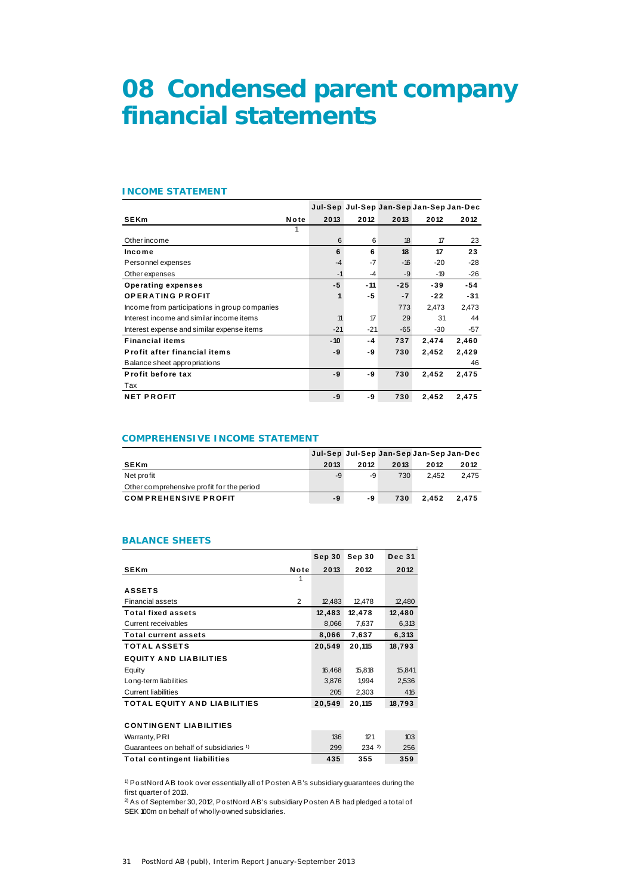# 08 Condensed parent company financial statements

## INCOME STATEMENT

| SEKm | Note | Jul-Sep 2013 | Jul-Sep 2012 | Jan-Sep 2013 | Jan-Sep 2012 | Jan-Dec 2012 |
|---|---|---|---|---|---|---|
| | 1 | | | | | |
| Other income | | 6 | 6 | 18 | 17 | 23 |
| **Income** | | **6** | **6** | **18** | **17** | **23** |
| Personnel expenses | | -4 | -7 | -16 | -20 | -28 |
| Other expenses | | -1 | -4 | -9 | -19 | -26 |
| **Operating expenses** | | **-5** | **-11** | **-25** | **-39** | **-54** |
| **OPERATING PROFIT** | | **1** | **-5** | **-7** | **-22** | **-31** |
| Income from participations in group companies | | | | 773 | 2,473 | 2,473 |
| Interest income and similar income items | | 11 | 17 | 29 | 31 | 44 |
| Interest expense and similar expense items | | -21 | -21 | -65 | -30 | -57 |
| **Financial items** | | **-10** | **-4** | **737** | **2,474** | **2,460** |
| **Profit after financial items** | | **-9** | **-9** | **730** | **2,452** | **2,429** |
| Balance sheet appropriations | | | | | | 46 |
| **Profit before tax** | | **-9** | **-9** | **730** | **2,452** | **2,475** |
| Tax | | | | | | |
| **NET PROFIT** | | **-9** | **-9** | **730** | **2,452** | **2,475** |

## COMPREHENSIVE INCOME STATEMENT

| SEKm | Jul-Sep 2013 | Jul-Sep 2012 | Jan-Sep 2013 | Jan-Sep 2012 | Jan-Dec 2012 |
|---|---|---|---|---|---|
| Net profit | -9 | -9 | 730 | 2,452 | 2,475 |
| Other comprehensive profit for the period | | | | | |
| **COMPREHENSIVE PROFIT** | **-9** | **-9** | **730** | **2,452** | **2,475** |

## BALANCE SHEETS

| SEKm | Note | Sep 30 2013 | Sep 30 2012 | Dec 31 2012 |
|---|---|---|---|---|
| | 1 | | | |
| **ASSETS** | | | | |
| Financial assets | 2 | 12,483 | 12,478 | 12,480 |
| **Total fixed assets** | | **12,483** | **12,478** | **12,480** |
| Current receivables | | 8,066 | 7,637 | 6,313 |
| **Total current assets** | | **8,066** | **7,637** | **6,313** |
| **TOTAL ASSETS** | | **20,549** | **20,115** | **18,793** |
| **EQUITY AND LIABILITIES** | | | | |
| Equity | | 16,468 | 15,818 | 15,841 |
| Long-term liabilities | | 3,876 | 1,994 | 2,536 |
| Current liabilities | | 205 | 2,303 | 416 |
| **TOTAL EQUITY AND LIABILITIES** | | **20,549** | **20,115** | **18,793** |
| | | | | |
| **CONTINGENT LIABILITIES** | | | | |
| Warranty, PRI | | 136 | 121 | 103 |
| Guarantees on behalf of subsidiaries [1] | | 299 | 234 [2] | 256 |
| **Total contingent liabilities** | | **435** | **355** | **359** |

[1] PostNord AB took over essentially all of Posten AB's subsidiary guarantees during the first quarter of 2013.

[2] As of September 30, 2012, PostNord AB's subsidiary Posten AB had pledged a total of SEK 100m on behalf of wholly-owned subsidiaries.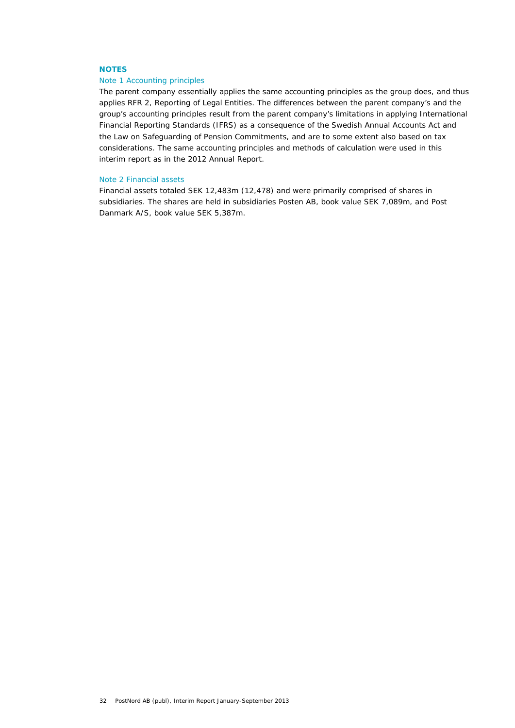## NOTES

### Note 1 Accounting principles

The parent company essentially applies the same accounting principles as the group does, and thus applies RFR 2, Reporting of Legal Entities. The differences between the parent company's and the group's accounting principles result from the parent company's limitations in applying International Financial Reporting Standards (IFRS) as a consequence of the Swedish Annual Accounts Act and the Law on Safeguarding of Pension Commitments, and are to some extent also based on tax considerations. The same accounting principles and methods of calculation were used in this interim report as in the 2012 Annual Report.

### Note 2 Financial assets

Financial assets totaled SEK 12,483m (12,478) and were primarily comprised of shares in subsidiaries. The shares are held in subsidiaries Posten AB, book value SEK 7,089m, and Post Danmark A/S, book value SEK 5,387m.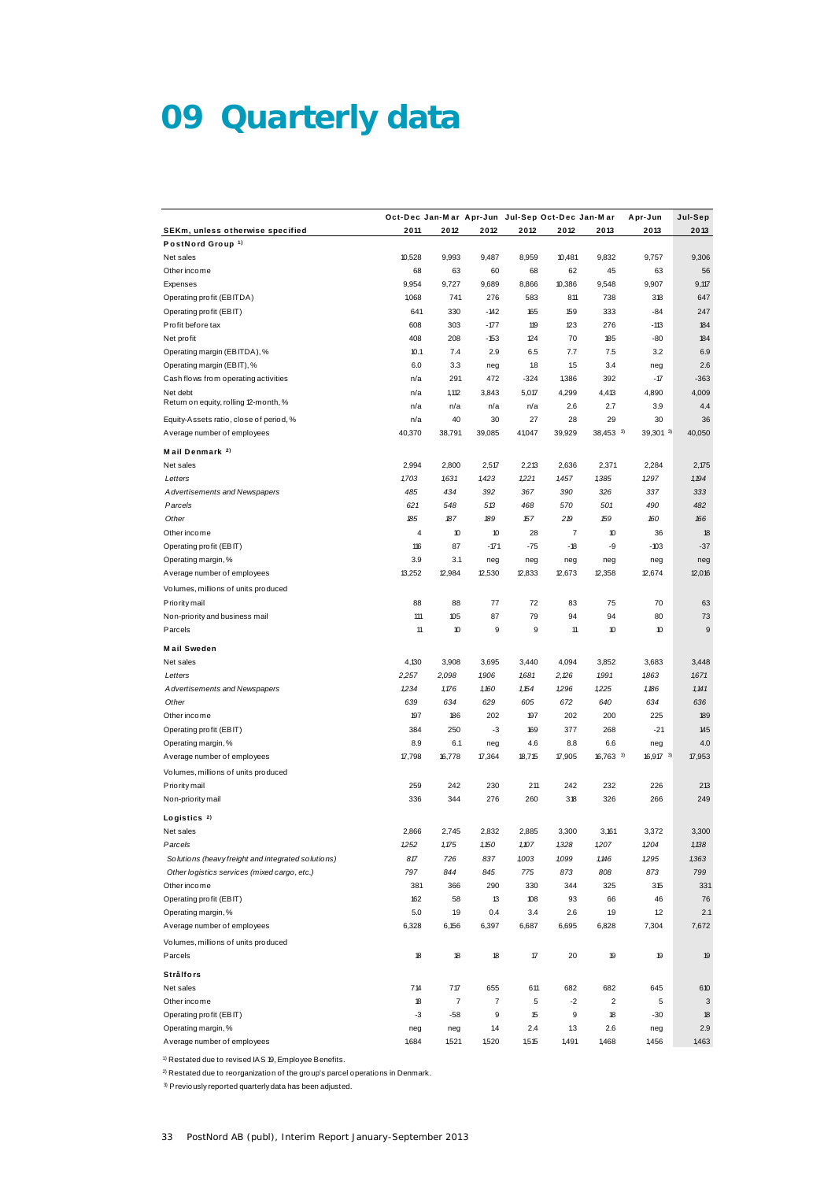# 09 Quarterly data

| SEKm, unless otherwise specified | Oct-Dec 2011 | Jan-Mar 2012 | Apr-Jun 2012 | Jul-Sep 2012 | Oct-Dec 2012 | Jan-Mar 2013 | Apr-Jun 2013 | Jul-Sep 2013 |
|---|---|---|---|---|---|---|---|---|
| **PostNord Group [1]** | | | | | | | | |
| Net sales | 10,528 | 9,993 | 9,487 | 8,959 | 10,481 | 9,832 | 9,757 | 9,306 |
| Other income | 68 | 63 | 60 | 68 | 62 | 45 | 63 | 56 |
| Expenses | 9,954 | 9,727 | 9,689 | 8,866 | 10,386 | 9,548 | 9,907 | 9,117 |
| Operating profit (EBITDA) | 1,068 | 741 | 276 | 583 | 811 | 738 | 318 | 647 |
| Operating profit (EBIT) | 641 | 330 | -142 | 165 | 159 | 333 | -84 | 247 |
| Profit before tax | 608 | 303 | -177 | 119 | 123 | 276 | -113 | 184 |
| Net profit | 408 | 208 | -153 | 124 | 70 | 185 | -80 | 184 |
| Operating margin (EBITDA), % | 10.1 | 7.4 | 2.9 | 6.5 | 7.7 | 7.5 | 3.2 | 6.9 |
| Operating margin (EBIT), % | 6.0 | 3.3 | neg | 1.8 | 1.5 | 3.4 | neg | 2.6 |
| Cash flows from operating activities | n/a | 291 | 472 | -324 | 1,386 | 392 | -17 | -363 |
| Net debt | n/a | 1,112 | 3,843 | 5,017 | 4,299 | 4,413 | 4,890 | 4,009 |
| Return on equity, rolling 12-month, % | n/a | n/a | n/a | n/a | 2.6 | 2.7 | 3.9 | 4.4 |
| Equity-Assets ratio, close of period, % | n/a | 40 | 30 | 27 | 28 | 29 | 30 | 36 |
| Average number of employees | 40,370 | 38,791 | 39,085 | 41,047 | 39,929 | 38,453 [3] | 39,301 [3] | 40,050 |
| **Mail Denmark [2]** | | | | | | | | |
| Net sales | 2,994 | 2,800 | 2,517 | 2,213 | 2,636 | 2,371 | 2,284 | 2,175 |
| *Letters* | *1,703* | *1,631* | *1,423* | *1,221* | *1,457* | *1,385* | *1,297* | *1,194* |
| *Advertisements and Newspapers* | *485* | *434* | *392* | *367* | *390* | *326* | *337* | *333* |
| *Parcels* | *621* | *548* | *513* | *468* | *570* | *501* | *490* | *482* |
| *Other* | *185* | *187* | *189* | *157* | *219* | *159* | *160* | *166* |
| Other income | 4 | 10 | 10 | 28 | 7 | 10 | 36 | 18 |
| Operating profit (EBIT) | 116 | 87 | -171 | -75 | -18 | -9 | -103 | -37 |
| Operating margin, % | 3.9 | 3.1 | neg | neg | neg | neg | neg | neg |
| Average number of employees | 13,252 | 12,984 | 12,530 | 12,833 | 12,673 | 12,358 | 12,674 | 12,016 |
| Volumes, millions of units produced | | | | | | | | |
| Priority mail | 88 | 88 | 77 | 72 | 83 | 75 | 70 | 63 |
| Non-priority and business mail | 111 | 105 | 87 | 79 | 94 | 94 | 80 | 73 |
| Parcels | 11 | 10 | 9 | 9 | 11 | 10 | 10 | 9 |
| **Mail Sweden** | | | | | | | | |
| Net sales | 4,130 | 3,908 | 3,695 | 3,440 | 4,094 | 3,852 | 3,683 | 3,448 |
| *Letters* | *2,257* | *2,098* | *1,906* | *1,681* | *2,126* | *1,991* | *1,863* | *1,671* |
| *Advertisements and Newspapers* | *1,234* | *1,176* | *1,160* | *1,154* | *1,296* | *1,225* | *1,186* | *1,141* |
| *Other* | *639* | *634* | *629* | *605* | *672* | *640* | *634* | *636* |
| Other income | 197 | 186 | 202 | 197 | 202 | 200 | 225 | 189 |
| Operating profit (EBIT) | 384 | 250 | -3 | 169 | 377 | 268 | -21 | 145 |
| Operating margin, % | 8.9 | 6.1 | neg | 4.6 | 8.8 | 6.6 | neg | 4.0 |
| Average number of employees | 17,798 | 16,778 | 17,364 | 18,715 | 17,905 | 16,763 [3] | 16,917 [3] | 17,953 |
| Volumes, millions of units produced | | | | | | | | |
| Priority mail | 259 | 242 | 230 | 211 | 242 | 232 | 226 | 213 |
| Non-priority mail | 336 | 344 | 276 | 260 | 318 | 326 | 266 | 249 |
| **Logistics [2]** | | | | | | | | |
| Net sales | 2,866 | 2,745 | 2,832 | 2,885 | 3,300 | 3,161 | 3,372 | 3,300 |
| *Parcels* | *1,252* | *1,175* | *1,150* | *1,107* | *1,328* | *1,207* | *1,204* | *1,138* |
| *Solutions (heavy freight and integrated solutions)* | *817* | *726* | *837* | *1,003* | *1,099* | *1,146* | *1,295* | *1,363* |
| *Other logistics services (mixed cargo, etc.)* | *797* | *844* | *845* | *775* | *873* | *808* | *873* | *799* |
| Other income | 381 | 366 | 290 | 330 | 344 | 325 | 315 | 331 |
| Operating profit (EBIT) | 162 | 58 | 13 | 108 | 93 | 66 | 46 | 76 |
| Operating margin, % | 5.0 | 1.9 | 0.4 | 3.4 | 2.6 | 1.9 | 1.2 | 2.1 |
| Average number of employees | 6,328 | 6,156 | 6,397 | 6,687 | 6,695 | 6,828 | 7,304 | 7,672 |
| Volumes, millions of units produced | | | | | | | | |
| Parcels | 18 | 18 | 18 | 17 | 20 | 19 | 19 | 19 |
| **Strålfors** | | | | | | | | |
| Net sales | 714 | 717 | 655 | 611 | 682 | 682 | 645 | 610 |
| Other income | 18 | 7 | 7 | 5 | -2 | 2 | 5 | 3 |
| Operating profit (EBIT) | -3 | -58 | 9 | 15 | 9 | 18 | -30 | 18 |
| Operating margin, % | neg | neg | 1.4 | 2.4 | 1.3 | 2.6 | neg | 2.9 |
| Average number of employees | 1,684 | 1,521 | 1,520 | 1,515 | 1,491 | 1,468 | 1,456 | 1,463 |

[1] Restated due to revised IAS 19, Employee Benefits.

[2] Restated due to reorganization of the group's parcel operations in Denmark.

[3] Previously reported quarterly data has been adjusted.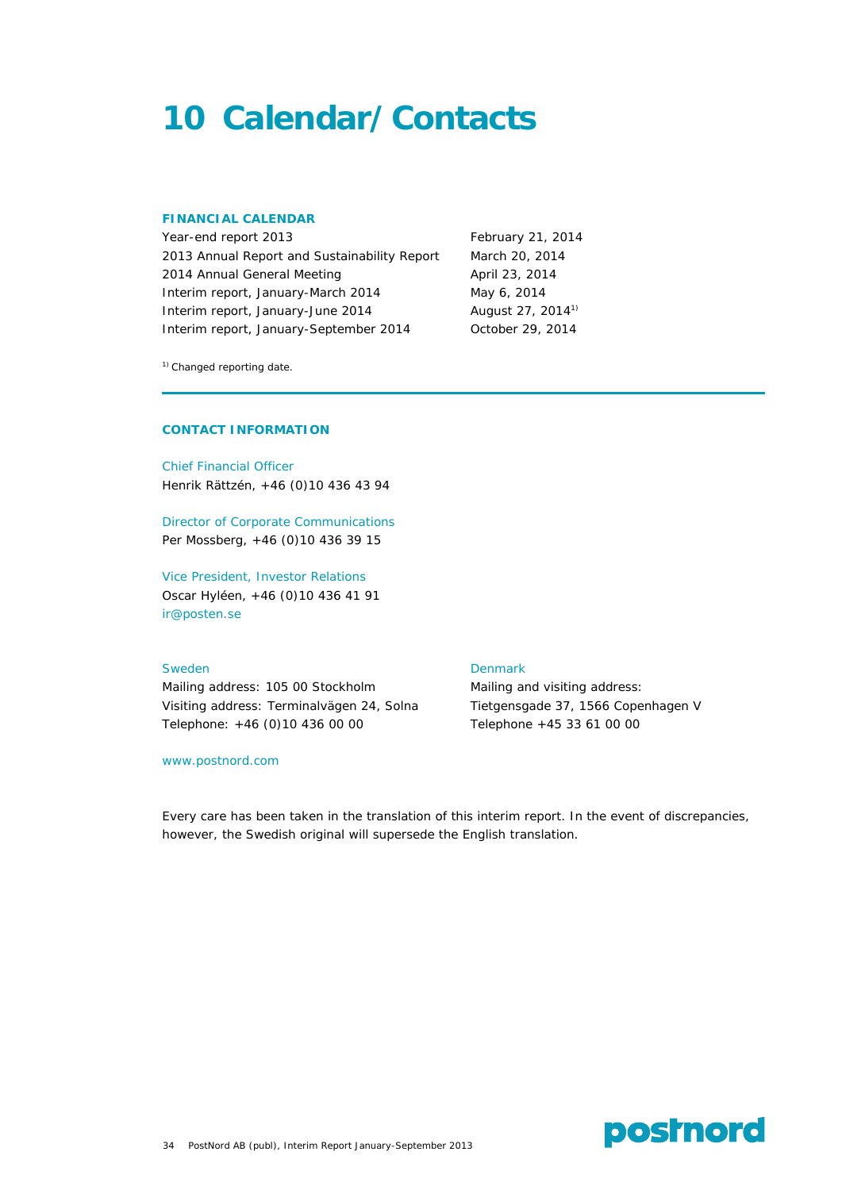# 10 Calendar/Contacts

### FINANCIAL CALENDAR

| | |
|---|---|
| Year-end report 2013 | February 21, 2014 |
| 2013 Annual Report and Sustainability Report | March 20, 2014 |
| 2014 Annual General Meeting | April 23, 2014 |
| Interim report, January-March 2014 | May 6, 2014 |
| Interim report, January-June 2014 | August 27, 2014[1)] |
| Interim report, January-September 2014 | October 29, 2014 |

[1)] Changed reporting date.

---

### CONTACT INFORMATION

Chief Financial Officer
Henrik Rättzén, +46 (0)10 436 43 94

Director of Corporate Communications
Per Mossberg, +46 (0)10 436 39 15

Vice President, Investor Relations
Oscar Hyléen, +46 (0)10 436 41 91
ir@posten.se

Sweden
Mailing address: 105 00 Stockholm
Visiting address: Terminalvägen 24, Solna
Telephone: +46 (0)10 436 00 00

Denmark
Mailing and visiting address:
Tietgensgade 37, 1566 Copenhagen V
Telephone +45 33 61 00 00

www.postnord.com

Every care has been taken in the translation of this interim report. In the event of discrepancies, however, the Swedish original will supersede the English translation.